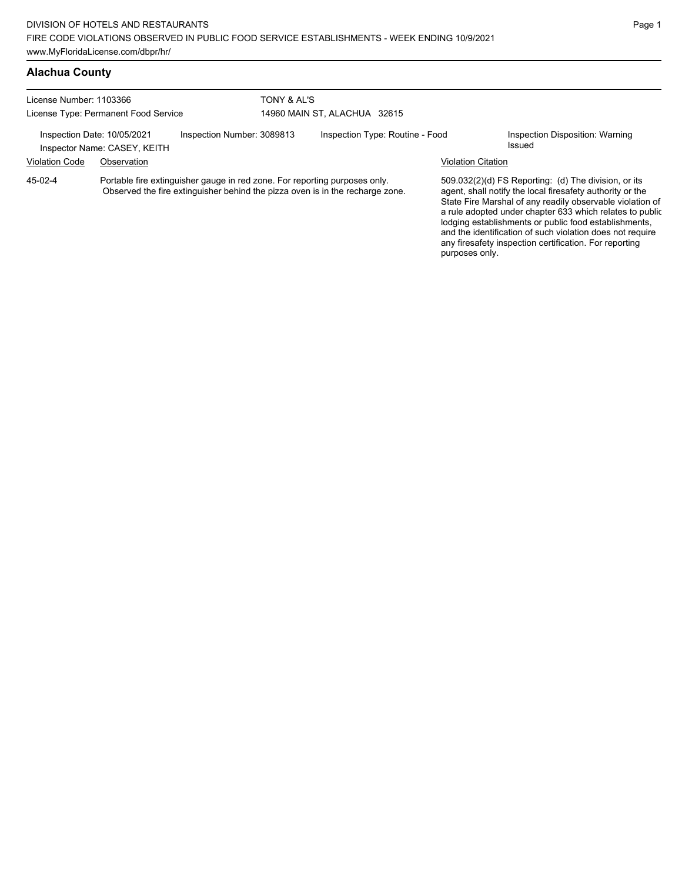DIVISION OF HOTELS AND RESTAURANTS
FIRE CODE VIOLATIONS OBSERVED IN PUBLIC FOOD SERVICE ESTABLISHMENTS - WEEK ENDING 10/9/2021
www.MyFloridaLicense.com/dbpr/hr/

## Alachua County

License Number: 1103366
License Type: Permanent Food Service

TONY & AL'S
14960 MAIN ST, ALACHUA 32615

Inspection Date: 10/05/2021
Inspector Name: CASEY, KEITH
Inspection Number: 3089813
Inspection Type: Routine - Food
Inspection Disposition: Warning Issued

| Violation Code | Observation | Violation Citation |
| --- | --- | --- |
| 45-02-4 | Portable fire extinguisher gauge in red zone. For reporting purposes only. Observed the fire extinguisher behind the pizza oven is in the recharge zone. | 509.032(2)(d) FS Reporting: (d) The division, or its agent, shall notify the local firesafety authority or the State Fire Marshal of any readily observable violation of a rule adopted under chapter 633 which relates to public lodging establishments or public food establishments, and the identification of such violation does not require any firesafety inspection certification. For reporting purposes only. |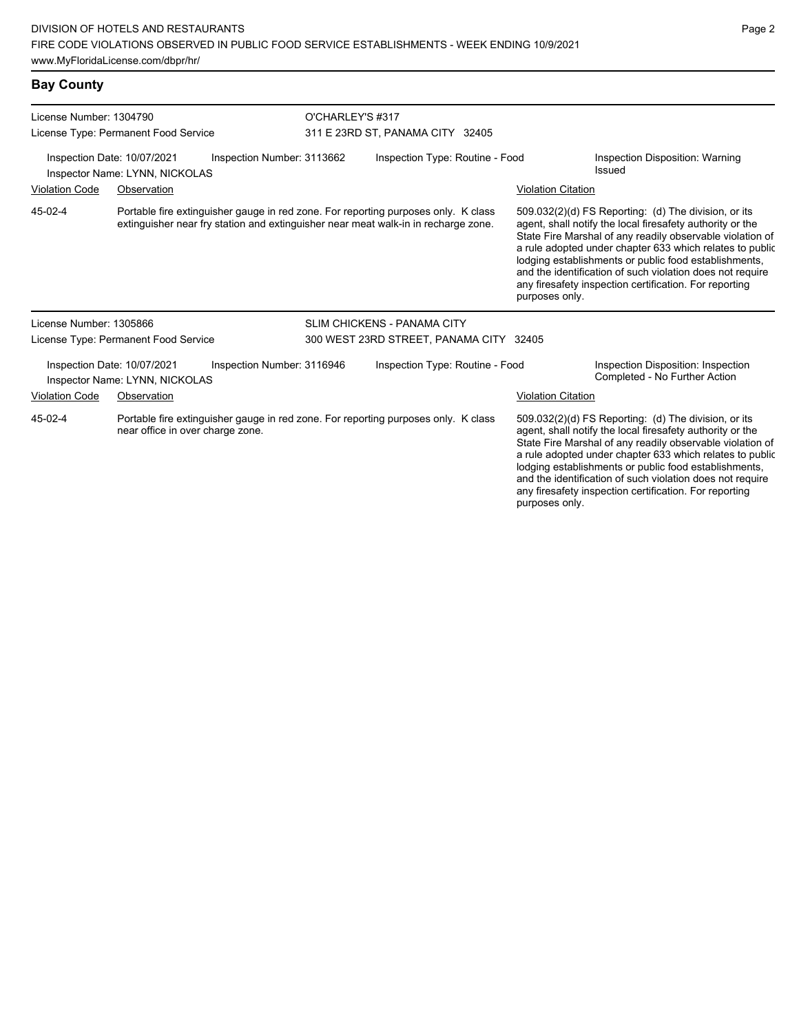## Bay County

**License Number:** 1304790
**License Type:** Permanent Food Service

**O'CHARLEY'S #317**
311 E 23RD ST, PANAMA CITY 32405

**Inspection Date:** 10/07/2021
**Inspection Number:** 3113662
**Inspection Type:** Routine - Food
**Inspection Disposition:** Warning Issued
**Inspector Name:** LYNN, NICKOLAS

| Violation Code | Observation | Violation Citation |
|---|---|---|
| 45-02-4 | Portable fire extinguisher gauge in red zone. For reporting purposes only. K class extinguisher near fry station and extinguisher near meat walk-in in recharge zone. | 509.032(2)(d) FS Reporting: (d) The division, or its agent, shall notify the local firesafety authority or the State Fire Marshal of any readily observable violation of a rule adopted under chapter 633 which relates to public lodging establishments or public food establishments, and the identification of such violation does not require any firesafety inspection certification. For reporting purposes only. |

**License Number:** 1305866
**License Type:** Permanent Food Service

**SLIM CHICKENS - PANAMA CITY**
300 WEST 23RD STREET, PANAMA CITY 32405

**Inspection Date:** 10/07/2021
**Inspection Number:** 3116946
**Inspection Type:** Routine - Food
**Inspection Disposition:** Inspection Completed - No Further Action
**Inspector Name:** LYNN, NICKOLAS

| Violation Code | Observation | Violation Citation |
|---|---|---|
| 45-02-4 | Portable fire extinguisher gauge in red zone. For reporting purposes only. K class near office in over charge zone. | 509.032(2)(d) FS Reporting: (d) The division, or its agent, shall notify the local firesafety authority or the State Fire Marshal of any readily observable violation of a rule adopted under chapter 633 which relates to public lodging establishments or public food establishments, and the identification of such violation does not require any firesafety inspection certification. For reporting purposes only. |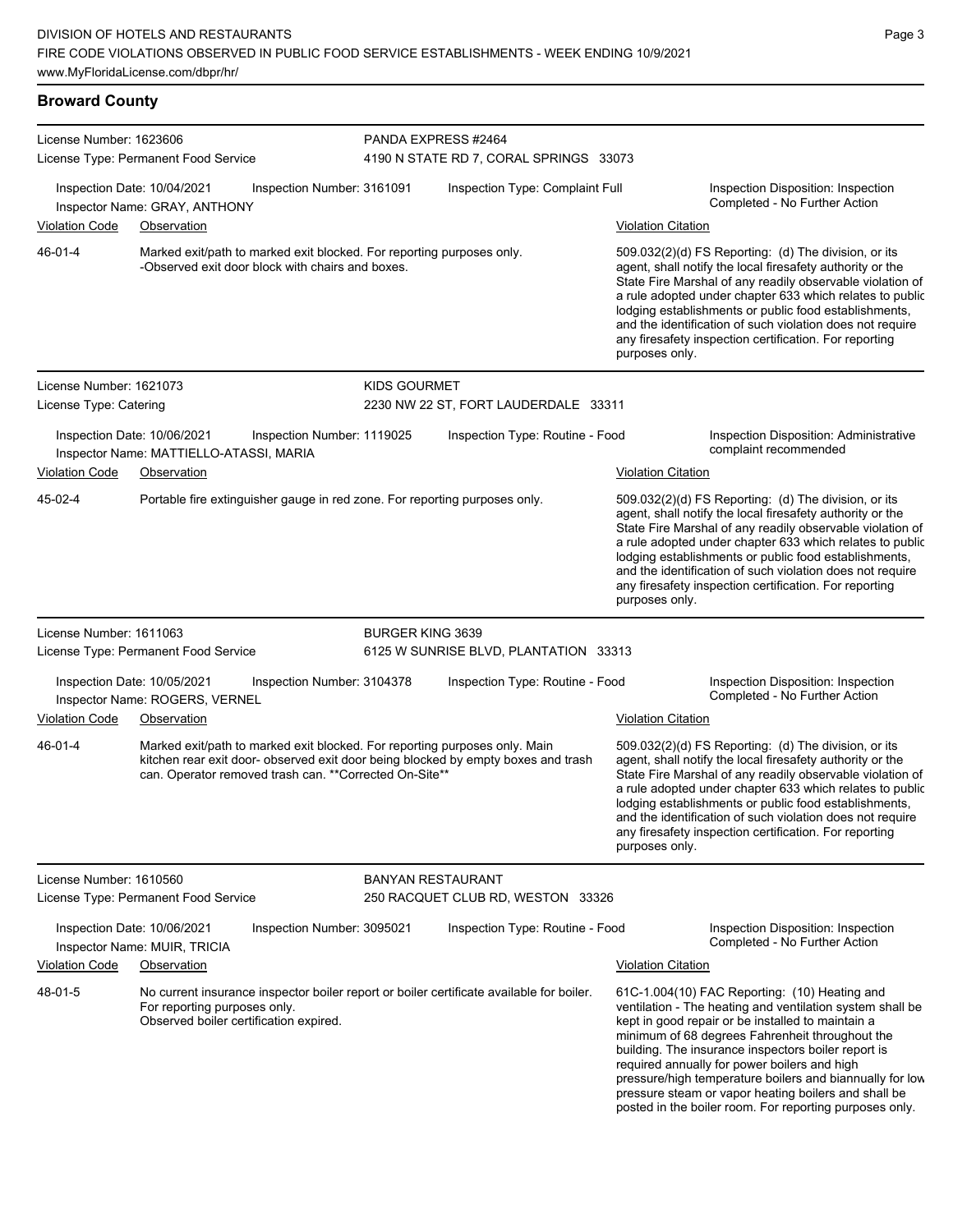## Broward County

**License Number:** 1623606
**License Type:** Permanent Food Service
**PANDA EXPRESS #2464**
4190 N STATE RD 7, CORAL SPRINGS 33073

Inspection Date: 10/04/2021 | Inspection Number: 3161091 | Inspection Type: Complaint Full | Inspection Disposition: Inspection Completed - No Further Action
Inspector Name: GRAY, ANTHONY

| Violation Code | Observation | Violation Citation |
|---|---|---|
| 46-01-4 | Marked exit/path to marked exit blocked. For reporting purposes only. -Observed exit door block with chairs and boxes. | 509.032(2)(d) FS Reporting: (d) The division, or its agent, shall notify the local firesafety authority or the State Fire Marshal of any readily observable violation of a rule adopted under chapter 633 which relates to public lodging establishments or public food establishments, and the identification of such violation does not require any firesafety inspection certification. For reporting purposes only. |

---

**License Number:** 1621073
**License Type:** Catering
**KIDS GOURMET**
2230 NW 22 ST, FORT LAUDERDALE 33311

Inspection Date: 10/06/2021 | Inspection Number: 1119025 | Inspection Type: Routine - Food | Inspection Disposition: Administrative complaint recommended
Inspector Name: MATTIELLO-ATASSI, MARIA

| Violation Code | Observation | Violation Citation |
|---|---|---|
| 45-02-4 | Portable fire extinguisher gauge in red zone. For reporting purposes only. | 509.032(2)(d) FS Reporting: (d) The division, or its agent, shall notify the local firesafety authority or the State Fire Marshal of any readily observable violation of a rule adopted under chapter 633 which relates to public lodging establishments or public food establishments, and the identification of such violation does not require any firesafety inspection certification. For reporting purposes only. |

---

**License Number:** 1611063
**License Type:** Permanent Food Service
**BURGER KING 3639**
6125 W SUNRISE BLVD, PLANTATION 33313

Inspection Date: 10/05/2021 | Inspection Number: 3104378 | Inspection Type: Routine - Food | Inspection Disposition: Inspection Completed - No Further Action
Inspector Name: ROGERS, VERNEL

| Violation Code | Observation | Violation Citation |
|---|---|---|
| 46-01-4 | Marked exit/path to marked exit blocked. For reporting purposes only. Main kitchen rear exit door- observed exit door being blocked by empty boxes and trash can. Operator removed trash can. **Corrected On-Site** | 509.032(2)(d) FS Reporting: (d) The division, or its agent, shall notify the local firesafety authority or the State Fire Marshal of any readily observable violation of a rule adopted under chapter 633 which relates to public lodging establishments or public food establishments, and the identification of such violation does not require any firesafety inspection certification. For reporting purposes only. |

---

**License Number:** 1610560
**License Type:** Permanent Food Service
**BANYAN RESTAURANT**
250 RACQUET CLUB RD, WESTON 33326

Inspection Date: 10/06/2021 | Inspection Number: 3095021 | Inspection Type: Routine - Food | Inspection Disposition: Inspection Completed - No Further Action
Inspector Name: MUIR, TRICIA

| Violation Code | Observation | Violation Citation |
|---|---|---|
| 48-01-5 | No current insurance inspector boiler report or boiler certificate available for boiler. For reporting purposes only. Observed boiler certification expired. | 61C-1.004(10) FAC Reporting: (10) Heating and ventilation - The heating and ventilation system shall be kept in good repair or be installed to maintain a minimum of 68 degrees Fahrenheit throughout the building. The insurance inspectors boiler report is required annually for power boilers and high pressure/high temperature boilers and biannually for low pressure steam or vapor heating boilers and shall be posted in the boiler room. For reporting purposes only. |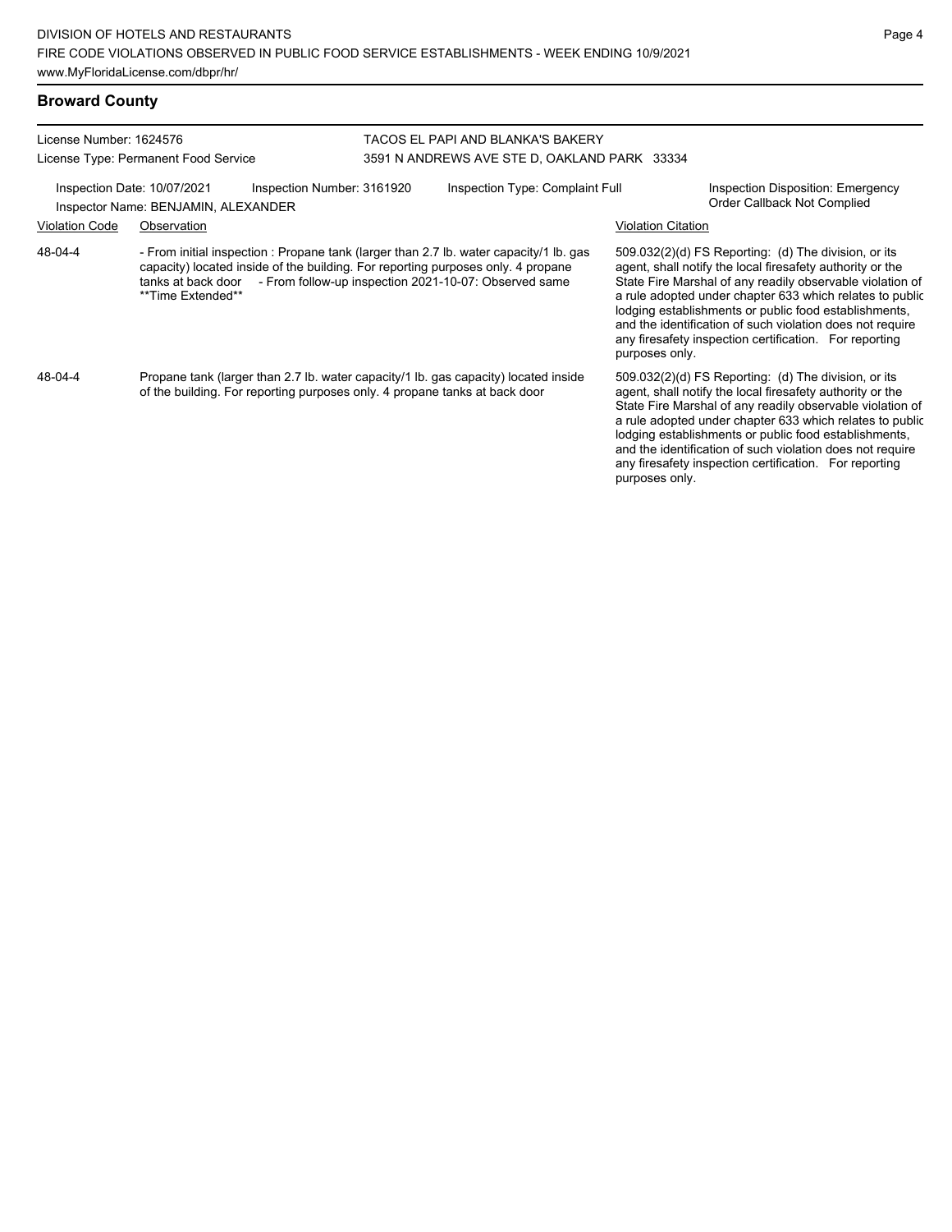## Broward County

License Number: 1624576
License Type: Permanent Food Service

TACOS EL PAPI AND BLANKA'S BAKERY
3591 N ANDREWS AVE STE D, OAKLAND PARK 33334

Inspection Date: 10/07/2021
Inspector Name: BENJAMIN, ALEXANDER
Inspection Number: 3161920
Inspection Type: Complaint Full
Inspection Disposition: Emergency Order Callback Not Complied

| Violation Code | Observation | Violation Citation |
|---|---|---|
| 48-04-4 | - From initial inspection : Propane tank (larger than 2.7 lb. water capacity/1 lb. gas capacity) located inside of the building. For reporting purposes only. 4 propane tanks at back door - From follow-up inspection 2021-10-07: Observed same **Time Extended** | 509.032(2)(d) FS Reporting: (d) The division, or its agent, shall notify the local firesafety authority or the State Fire Marshal of any readily observable violation of a rule adopted under chapter 633 which relates to public lodging establishments or public food establishments, and the identification of such violation does not require any firesafety inspection certification. For reporting purposes only. |
| 48-04-4 | Propane tank (larger than 2.7 lb. water capacity/1 lb. gas capacity) located inside of the building. For reporting purposes only. 4 propane tanks at back door | 509.032(2)(d) FS Reporting: (d) The division, or its agent, shall notify the local firesafety authority or the State Fire Marshal of any readily observable violation of a rule adopted under chapter 633 which relates to public lodging establishments or public food establishments, and the identification of such violation does not require any firesafety inspection certification. For reporting purposes only. |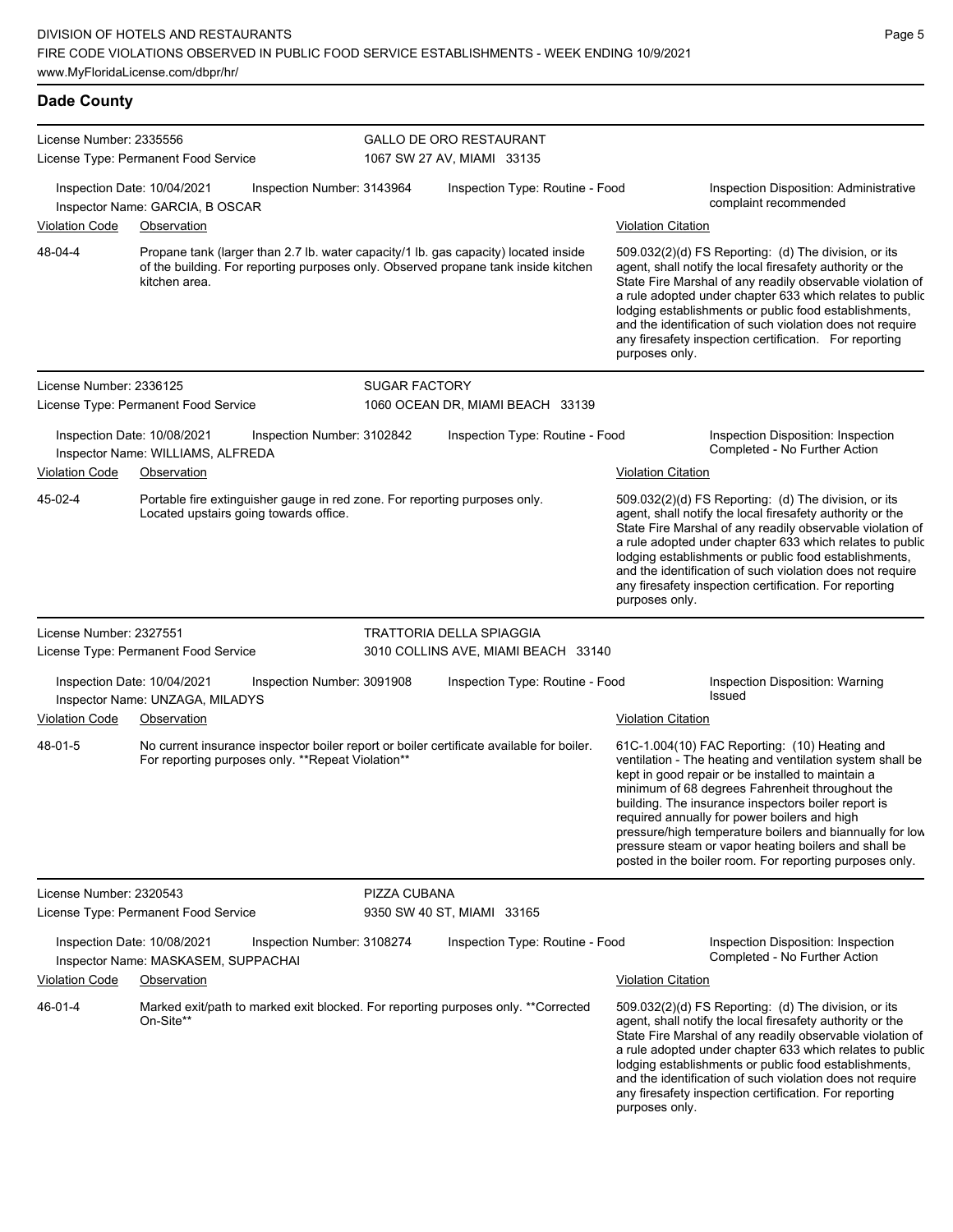## Dade County

**License Number:** 2335556
**License Type:** Permanent Food Service

**GALLO DE ORO RESTAURANT**
1067 SW 27 AV, MIAMI 33135

Inspection Date: 10/04/2021 | Inspection Number: 3143964 | Inspection Type: Routine - Food | Inspection Disposition: Administrative complaint recommended

Inspector Name: GARCIA, B OSCAR

| Violation Code | Observation | Violation Citation |
| --- | --- | --- |
| 48-04-4 | Propane tank (larger than 2.7 lb. water capacity/1 lb. gas capacity) located inside of the building. For reporting purposes only. Observed propane tank inside kitchen kitchen area. | 509.032(2)(d) FS Reporting: (d) The division, or its agent, shall notify the local firesafety authority or the State Fire Marshal of any readily observable violation of a rule adopted under chapter 633 which relates to public lodging establishments or public food establishments, and the identification of such violation does not require any firesafety inspection certification. For reporting purposes only. |

**License Number:** 2336125
**License Type:** Permanent Food Service

**SUGAR FACTORY**
1060 OCEAN DR, MIAMI BEACH 33139

Inspection Date: 10/08/2021 | Inspection Number: 3102842 | Inspection Type: Routine - Food | Inspection Disposition: Inspection Completed - No Further Action

Inspector Name: WILLIAMS, ALFREDA

| Violation Code | Observation | Violation Citation |
| --- | --- | --- |
| 45-02-4 | Portable fire extinguisher gauge in red zone. For reporting purposes only. Located upstairs going towards office. | 509.032(2)(d) FS Reporting: (d) The division, or its agent, shall notify the local firesafety authority or the State Fire Marshal of any readily observable violation of a rule adopted under chapter 633 which relates to public lodging establishments or public food establishments, and the identification of such violation does not require any firesafety inspection certification. For reporting purposes only. |

**License Number:** 2327551
**License Type:** Permanent Food Service

**TRATTORIA DELLA SPIAGGIA**
3010 COLLINS AVE, MIAMI BEACH 33140

Inspection Date: 10/04/2021 | Inspection Number: 3091908 | Inspection Type: Routine - Food | Inspection Disposition: Warning Issued

Inspector Name: UNZAGA, MILADYS

| Violation Code | Observation | Violation Citation |
| --- | --- | --- |
| 48-01-5 | No current insurance inspector boiler report or boiler certificate available for boiler. For reporting purposes only. **Repeat Violation** | 61C-1.004(10) FAC Reporting: (10) Heating and ventilation - The heating and ventilation system shall be kept in good repair or be installed to maintain a minimum of 68 degrees Fahrenheit throughout the building. The insurance inspectors boiler report is required annually for power boilers and high pressure/high temperature boilers and biannually for low pressure steam or vapor heating boilers and shall be posted in the boiler room. For reporting purposes only. |

**License Number:** 2320543
**License Type:** Permanent Food Service

**PIZZA CUBANA**
9350 SW 40 ST, MIAMI 33165

Inspection Date: 10/08/2021 | Inspection Number: 3108274 | Inspection Type: Routine - Food | Inspection Disposition: Inspection Completed - No Further Action

Inspector Name: MASKASEM, SUPPACHAI

| Violation Code | Observation | Violation Citation |
| --- | --- | --- |
| 46-01-4 | Marked exit/path to marked exit blocked. For reporting purposes only. **Corrected On-Site** | 509.032(2)(d) FS Reporting: (d) The division, or its agent, shall notify the local firesafety authority or the State Fire Marshal of any readily observable violation of a rule adopted under chapter 633 which relates to public lodging establishments or public food establishments, and the identification of such violation does not require any firesafety inspection certification. For reporting purposes only. |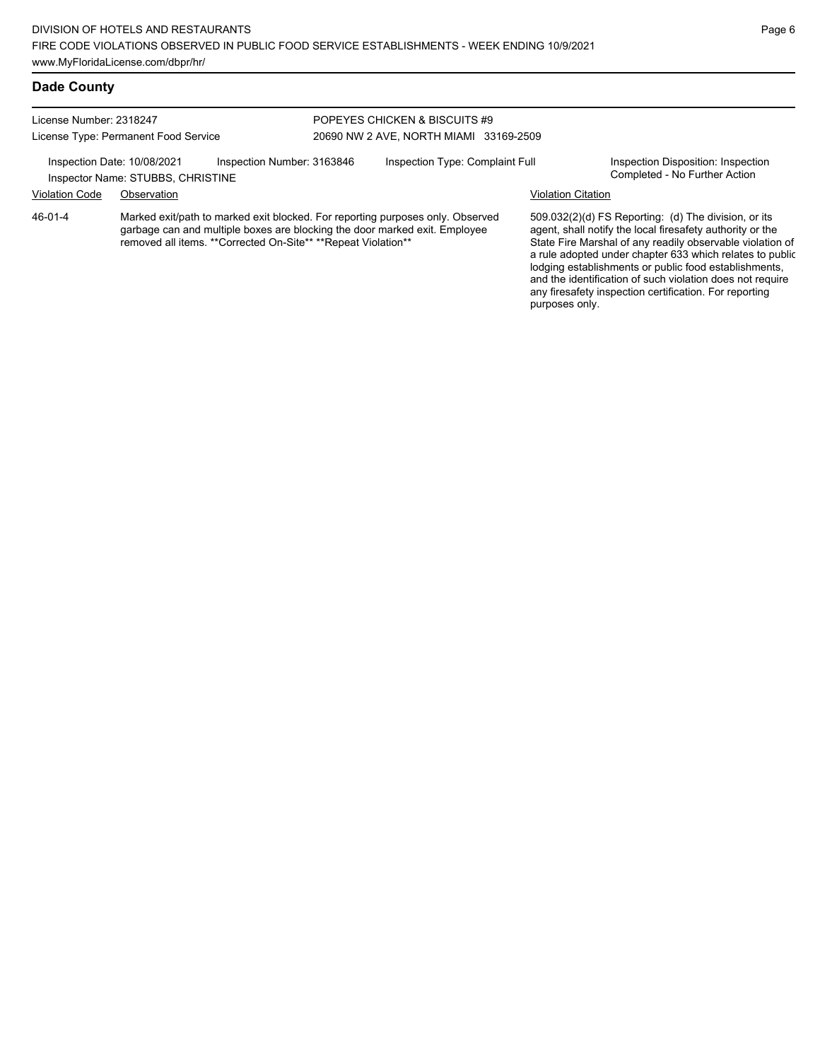## Dade County

License Number: 2318247

License Type: Permanent Food Service

POPEYES CHICKEN & BISCUITS #9

20690 NW 2 AVE, NORTH MIAMI 33169-2509

Inspection Date: 10/08/2021

Inspection Number: 3163846

Inspection Type: Complaint Full

Inspection Disposition: Inspection Completed - No Further Action

Inspector Name: STUBBS, CHRISTINE

| Violation Code | Observation | Violation Citation |
| --- | --- | --- |
| 46-01-4 | Marked exit/path to marked exit blocked. For reporting purposes only. Observed garbage can and multiple boxes are blocking the door marked exit. Employee removed all items. **Corrected On-Site** **Repeat Violation** | 509.032(2)(d) FS Reporting: (d) The division, or its agent, shall notify the local firesafety authority or the State Fire Marshal of any readily observable violation of a rule adopted under chapter 633 which relates to public lodging establishments or public food establishments, and the identification of such violation does not require any firesafety inspection certification. For reporting purposes only. |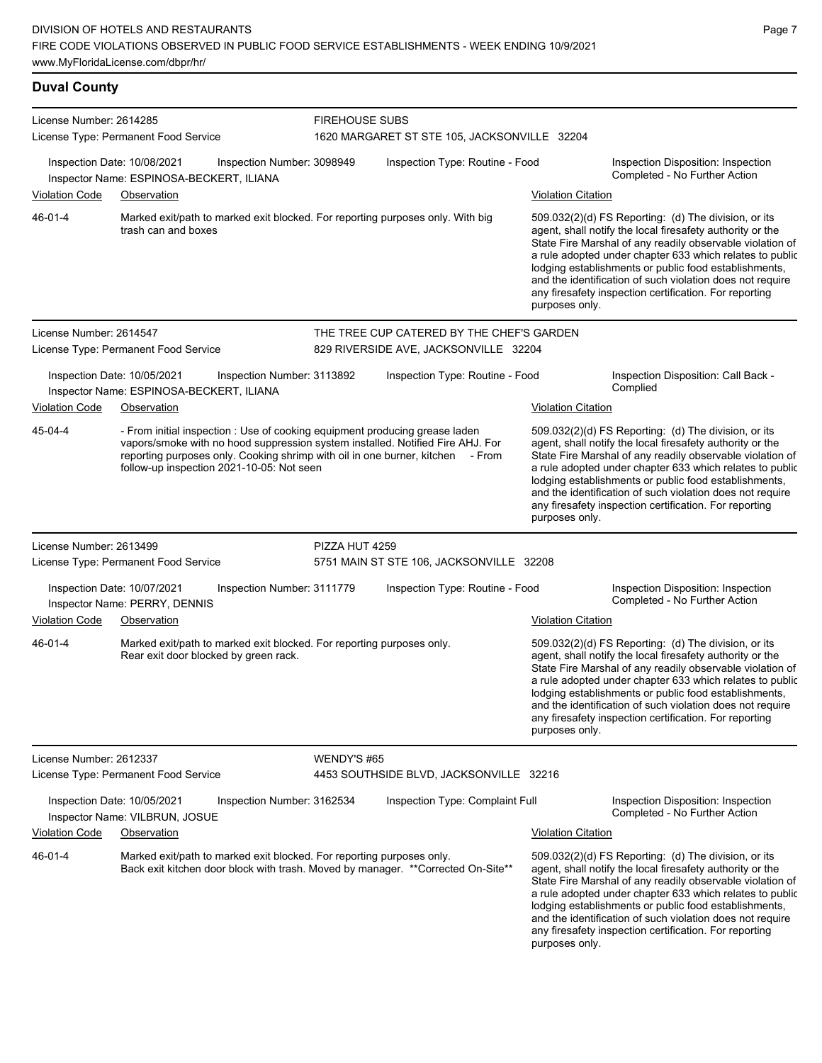## Duval County

**License Number:** 2614285
**License Type:** Permanent Food Service
**FIREHOUSE SUBS**
1620 MARGARET ST STE 105, JACKSONVILLE 32204

Inspection Date: 10/08/2021 | Inspection Number: 3098949 | Inspection Type: Routine - Food | Inspection Disposition: Inspection Completed - No Further Action
Inspector Name: ESPINOSA-BECKERT, ILIANA

| Violation Code | Observation | Violation Citation |
|---|---|---|
| 46-01-4 | Marked exit/path to marked exit blocked. For reporting purposes only. With big trash can and boxes | 509.032(2)(d) FS Reporting: (d) The division, or its agent, shall notify the local firesafety authority or the State Fire Marshal of any readily observable violation of a rule adopted under chapter 633 which relates to public lodging establishments or public food establishments, and the identification of such violation does not require any firesafety inspection certification. For reporting purposes only. |

**License Number:** 2614547
**License Type:** Permanent Food Service
**THE TREE CUP CATERED BY THE CHEF'S GARDEN**
829 RIVERSIDE AVE, JACKSONVILLE 32204

Inspection Date: 10/05/2021 | Inspection Number: 3113892 | Inspection Type: Routine - Food | Inspection Disposition: Call Back - Complied
Inspector Name: ESPINOSA-BECKERT, ILIANA

| Violation Code | Observation | Violation Citation |
|---|---|---|
| 45-04-4 | - From initial inspection : Use of cooking equipment producing grease laden vapors/smoke with no hood suppression system installed. Notified Fire AHJ. For reporting purposes only. Cooking shrimp with oil in one burner, kitchen - From follow-up inspection 2021-10-05: Not seen | 509.032(2)(d) FS Reporting: (d) The division, or its agent, shall notify the local firesafety authority or the State Fire Marshal of any readily observable violation of a rule adopted under chapter 633 which relates to public lodging establishments or public food establishments, and the identification of such violation does not require any firesafety inspection certification. For reporting purposes only. |

**License Number:** 2613499
**License Type:** Permanent Food Service
**PIZZA HUT 4259**
5751 MAIN ST STE 106, JACKSONVILLE 32208

Inspection Date: 10/07/2021 | Inspection Number: 3111779 | Inspection Type: Routine - Food | Inspection Disposition: Inspection Completed - No Further Action
Inspector Name: PERRY, DENNIS

| Violation Code | Observation | Violation Citation |
|---|---|---|
| 46-01-4 | Marked exit/path to marked exit blocked. For reporting purposes only. Rear exit door blocked by green rack. | 509.032(2)(d) FS Reporting: (d) The division, or its agent, shall notify the local firesafety authority or the State Fire Marshal of any readily observable violation of a rule adopted under chapter 633 which relates to public lodging establishments or public food establishments, and the identification of such violation does not require any firesafety inspection certification. For reporting purposes only. |

**License Number:** 2612337
**License Type:** Permanent Food Service
**WENDY'S #65**
4453 SOUTHSIDE BLVD, JACKSONVILLE 32216

Inspection Date: 10/05/2021 | Inspection Number: 3162534 | Inspection Type: Complaint Full | Inspection Disposition: Inspection Completed - No Further Action
Inspector Name: VILBRUN, JOSUE

| Violation Code | Observation | Violation Citation |
|---|---|---|
| 46-01-4 | Marked exit/path to marked exit blocked. For reporting purposes only. Back exit kitchen door block with trash. Moved by manager. **Corrected On-Site** | 509.032(2)(d) FS Reporting: (d) The division, or its agent, shall notify the local firesafety authority or the State Fire Marshal of any readily observable violation of a rule adopted under chapter 633 which relates to public lodging establishments or public food establishments, and the identification of such violation does not require any firesafety inspection certification. For reporting purposes only. |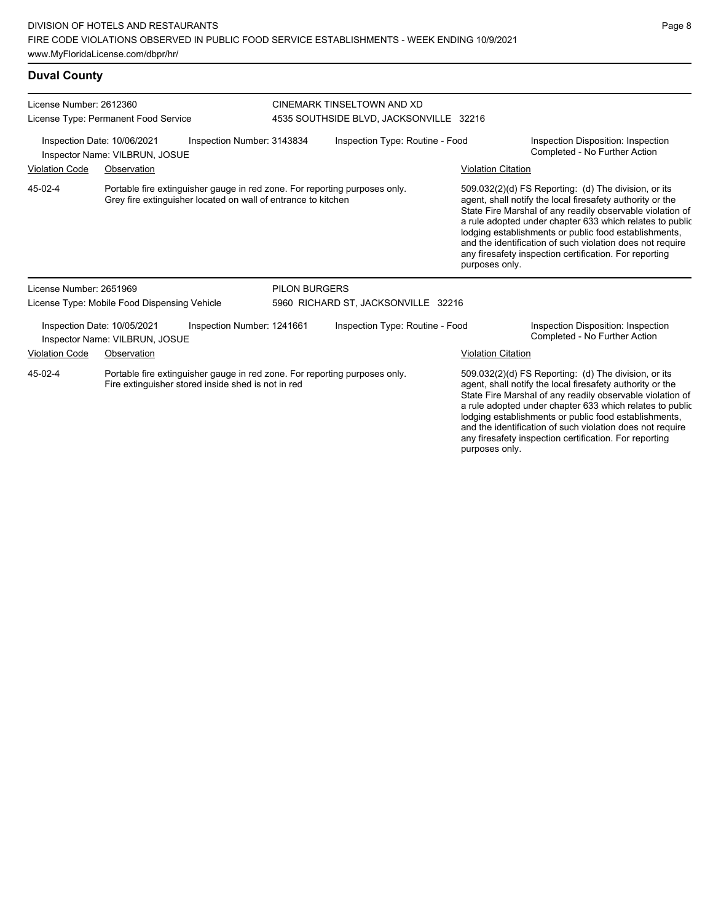## Duval County

License Number: 2612360
License Type: Permanent Food Service

CINEMARK TINSELTOWN AND XD
4535 SOUTHSIDE BLVD, JACKSONVILLE 32216

Inspection Date: 10/06/2021
Inspector Name: VILBRUN, JOSUE
Inspection Number: 3143834
Inspection Type: Routine - Food
Inspection Disposition: Inspection Completed - No Further Action

| Violation Code | Observation | Violation Citation |
|---|---|---|
| 45-02-4 | Portable fire extinguisher gauge in red zone. For reporting purposes only. Grey fire extinguisher located on wall of entrance to kitchen | 509.032(2)(d) FS Reporting: (d) The division, or its agent, shall notify the local firesafety authority or the State Fire Marshal of any readily observable violation of a rule adopted under chapter 633 which relates to public lodging establishments or public food establishments, and the identification of such violation does not require any firesafety inspection certification. For reporting purposes only. |

License Number: 2651969
License Type: Mobile Food Dispensing Vehicle

PILON BURGERS
5960 RICHARD ST, JACKSONVILLE 32216

Inspection Date: 10/05/2021
Inspector Name: VILBRUN, JOSUE
Inspection Number: 1241661
Inspection Type: Routine - Food
Inspection Disposition: Inspection Completed - No Further Action

| Violation Code | Observation | Violation Citation |
|---|---|---|
| 45-02-4 | Portable fire extinguisher gauge in red zone. For reporting purposes only. Fire extinguisher stored inside shed is not in red | 509.032(2)(d) FS Reporting: (d) The division, or its agent, shall notify the local firesafety authority or the State Fire Marshal of any readily observable violation of a rule adopted under chapter 633 which relates to public lodging establishments or public food establishments, and the identification of such violation does not require any firesafety inspection certification. For reporting purposes only. |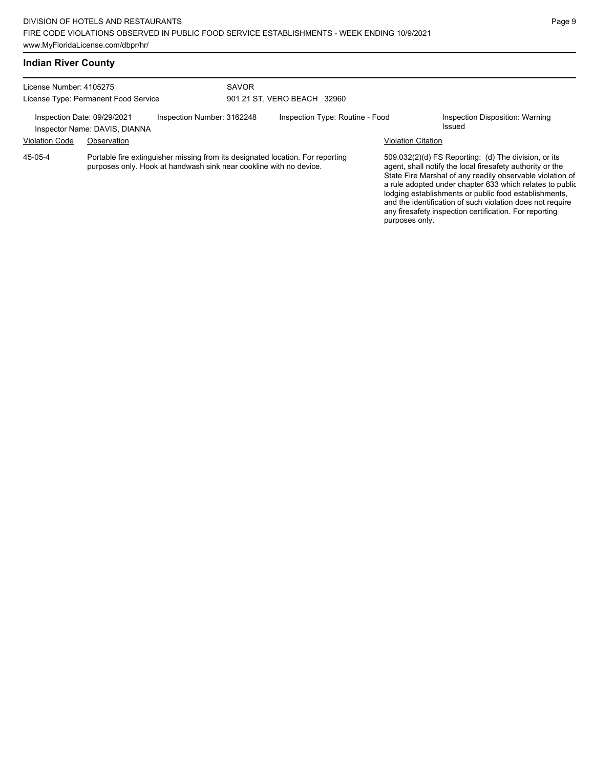## Indian River County

License Number: 4105275
License Type: Permanent Food Service

SAVOR
901 21 ST, VERO BEACH 32960

Inspection Date: 09/29/2021
Inspector Name: DAVIS, DIANNA
Inspection Number: 3162248
Inspection Type: Routine - Food
Inspection Disposition: Warning Issued

| Violation Code | Observation | Violation Citation |
| --- | --- | --- |
| 45-05-4 | Portable fire extinguisher missing from its designated location. For reporting purposes only. Hook at handwash sink near cookline with no device. | 509.032(2)(d) FS Reporting: (d) The division, or its agent, shall notify the local firesafety authority or the State Fire Marshal of any readily observable violation of a rule adopted under chapter 633 which relates to public lodging establishments or public food establishments, and the identification of such violation does not require any firesafety inspection certification. For reporting purposes only. |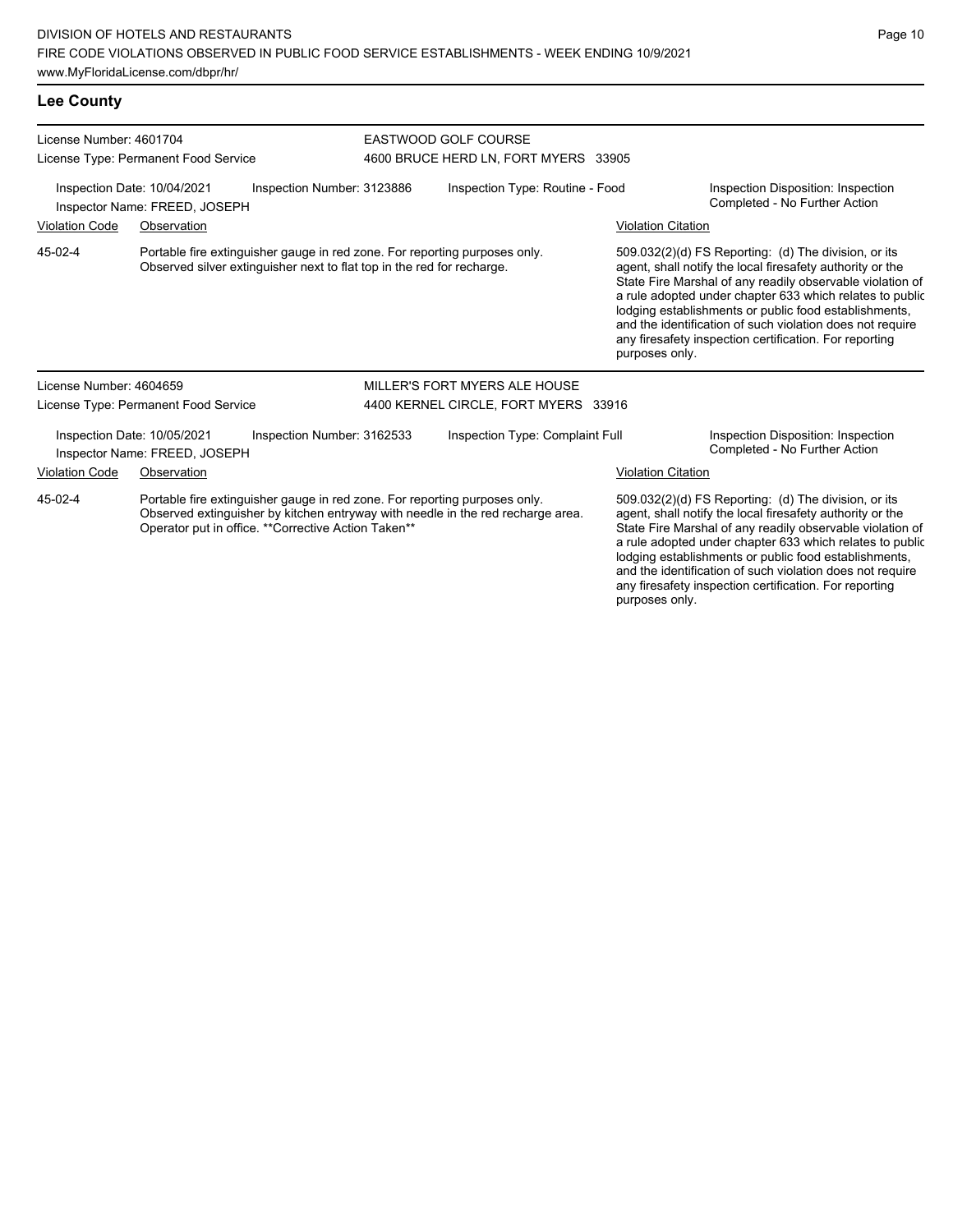## Lee County

License Number: 4601704
License Type: Permanent Food Service

EASTWOOD GOLF COURSE
4600 BRUCE HERD LN, FORT MYERS 33905

Inspection Date: 10/04/2021
Inspector Name: FREED, JOSEPH
Inspection Number: 3123886
Inspection Type: Routine - Food
Inspection Disposition: Inspection Completed - No Further Action

| Violation Code | Observation | Violation Citation |
| --- | --- | --- |
| 45-02-4 | Portable fire extinguisher gauge in red zone. For reporting purposes only. Observed silver extinguisher next to flat top in the red for recharge. | 509.032(2)(d) FS Reporting: (d) The division, or its agent, shall notify the local firesafety authority or the State Fire Marshal of any readily observable violation of a rule adopted under chapter 633 which relates to public lodging establishments or public food establishments, and the identification of such violation does not require any firesafety inspection certification. For reporting purposes only. |

License Number: 4604659
License Type: Permanent Food Service

MILLER'S FORT MYERS ALE HOUSE
4400 KERNEL CIRCLE, FORT MYERS 33916

Inspection Date: 10/05/2021
Inspector Name: FREED, JOSEPH
Inspection Number: 3162533
Inspection Type: Complaint Full
Inspection Disposition: Inspection Completed - No Further Action

| Violation Code | Observation | Violation Citation |
| --- | --- | --- |
| 45-02-4 | Portable fire extinguisher gauge in red zone. For reporting purposes only. Observed extinguisher by kitchen entryway with needle in the red recharge area. Operator put in office. **Corrective Action Taken** | 509.032(2)(d) FS Reporting: (d) The division, or its agent, shall notify the local firesafety authority or the State Fire Marshal of any readily observable violation of a rule adopted under chapter 633 which relates to public lodging establishments or public food establishments, and the identification of such violation does not require any firesafety inspection certification. For reporting purposes only. |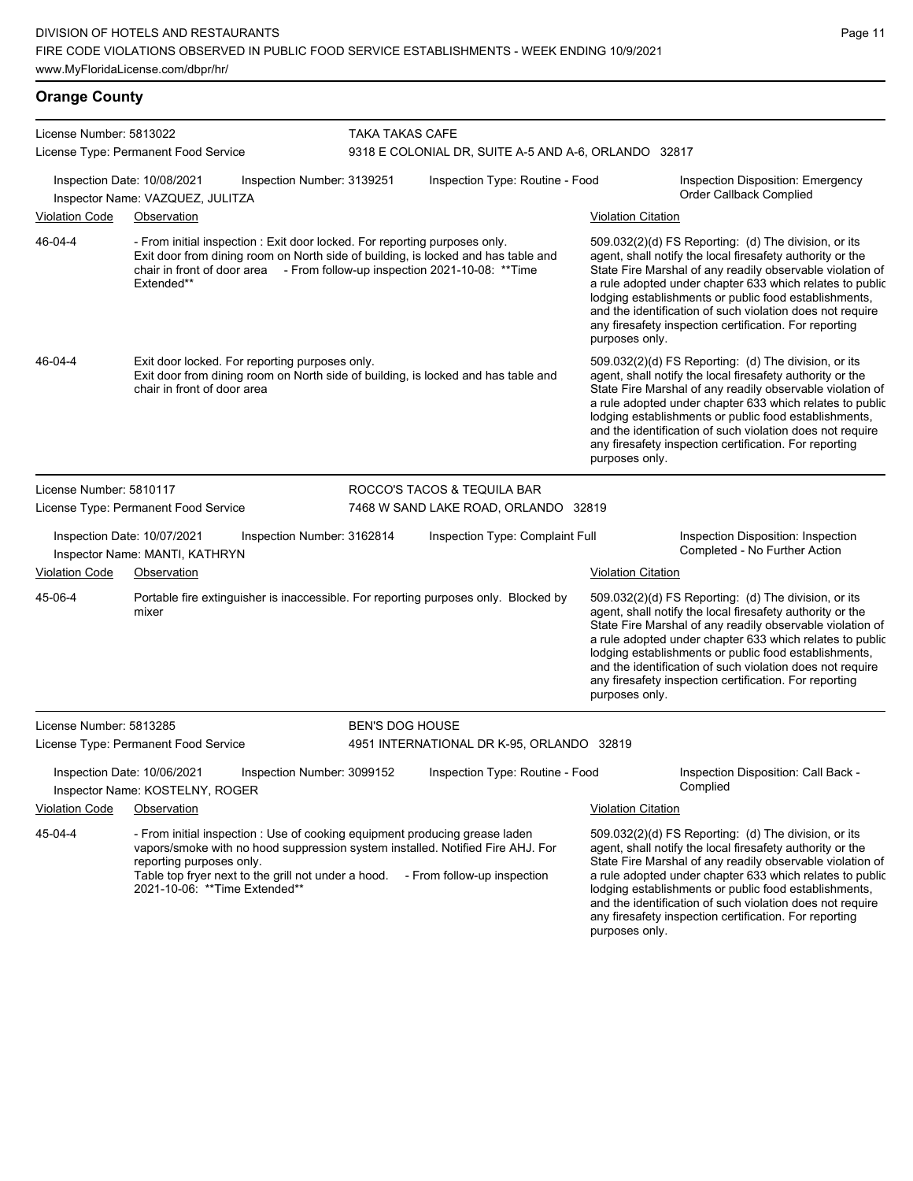## Orange County

**License Number:** 5813022
**License Type:** Permanent Food Service

**TAKA TAKAS CAFE**
9318 E COLONIAL DR, SUITE A-5 AND A-6, ORLANDO 32817

Inspection Date: 10/08/2021 | Inspection Number: 3139251 | Inspection Type: Routine - Food | Inspection Disposition: Emergency Order Callback Complied

Inspector Name: VAZQUEZ, JULITZA

| Violation Code | Observation | Violation Citation |
| --- | --- | --- |
| 46-04-4 | - From initial inspection : Exit door locked. For reporting purposes only. Exit door from dining room on North side of building, is locked and has table and chair in front of door area - From follow-up inspection 2021-10-08: **Time Extended** | 509.032(2)(d) FS Reporting: (d) The division, or its agent, shall notify the local firesafety authority or the State Fire Marshal of any readily observable violation of a rule adopted under chapter 633 which relates to public lodging establishments or public food establishments, and the identification of such violation does not require any firesafety inspection certification. For reporting purposes only. |
| 46-04-4 | Exit door locked. For reporting purposes only. Exit door from dining room on North side of building, is locked and has table and chair in front of door area | 509.032(2)(d) FS Reporting: (d) The division, or its agent, shall notify the local firesafety authority or the State Fire Marshal of any readily observable violation of a rule adopted under chapter 633 which relates to public lodging establishments or public food establishments, and the identification of such violation does not require any firesafety inspection certification. For reporting purposes only. |

**License Number:** 5810117
**License Type:** Permanent Food Service

**ROCCO'S TACOS & TEQUILA BAR**
7468 W SAND LAKE ROAD, ORLANDO 32819

Inspection Date: 10/07/2021 | Inspection Number: 3162814 | Inspection Type: Complaint Full | Inspection Disposition: Inspection Completed - No Further Action

Inspector Name: MANTI, KATHRYN

| Violation Code | Observation | Violation Citation |
| --- | --- | --- |
| 45-06-4 | Portable fire extinguisher is inaccessible. For reporting purposes only. Blocked by mixer | 509.032(2)(d) FS Reporting: (d) The division, or its agent, shall notify the local firesafety authority or the State Fire Marshal of any readily observable violation of a rule adopted under chapter 633 which relates to public lodging establishments or public food establishments, and the identification of such violation does not require any firesafety inspection certification. For reporting purposes only. |

**License Number:** 5813285
**License Type:** Permanent Food Service

**BEN'S DOG HOUSE**
4951 INTERNATIONAL DR K-95, ORLANDO 32819

Inspection Date: 10/06/2021 | Inspection Number: 3099152 | Inspection Type: Routine - Food | Inspection Disposition: Call Back - Complied

Inspector Name: KOSTELNY, ROGER

| Violation Code | Observation | Violation Citation |
| --- | --- | --- |
| 45-04-4 | - From initial inspection : Use of cooking equipment producing grease laden vapors/smoke with no hood suppression system installed. Notified Fire AHJ. For reporting purposes only. Table top fryer next to the grill not under a hood. - From follow-up inspection 2021-10-06: **Time Extended** | 509.032(2)(d) FS Reporting: (d) The division, or its agent, shall notify the local firesafety authority or the State Fire Marshal of any readily observable violation of a rule adopted under chapter 633 which relates to public lodging establishments or public food establishments, and the identification of such violation does not require any firesafety inspection certification. For reporting purposes only. |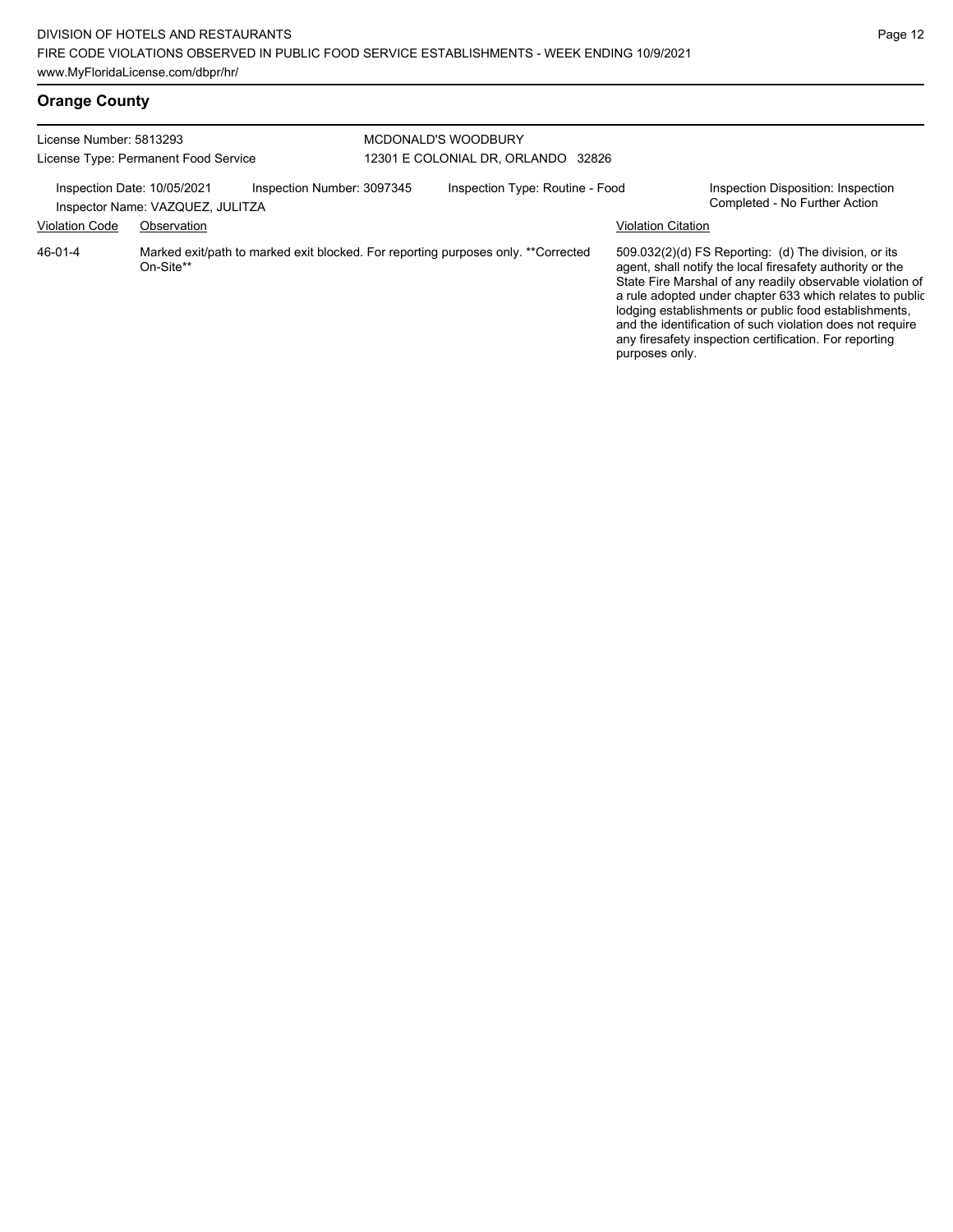## Orange County

License Number: 5813293
License Type: Permanent Food Service

MCDONALD'S WOODBURY
12301 E COLONIAL DR, ORLANDO 32826

Inspection Date: 10/05/2021 | Inspection Number: 3097345 | Inspection Type: Routine - Food | Inspection Disposition: Inspection Completed - No Further Action

Inspector Name: VAZQUEZ, JULITZA

| Violation Code | Observation | Violation Citation |
|---|---|---|
| 46-01-4 | Marked exit/path to marked exit blocked. For reporting purposes only. **Corrected On-Site** | 509.032(2)(d) FS Reporting: (d) The division, or its agent, shall notify the local firesafety authority or the State Fire Marshal of any readily observable violation of a rule adopted under chapter 633 which relates to public lodging establishments or public food establishments, and the identification of such violation does not require any firesafety inspection certification. For reporting purposes only. |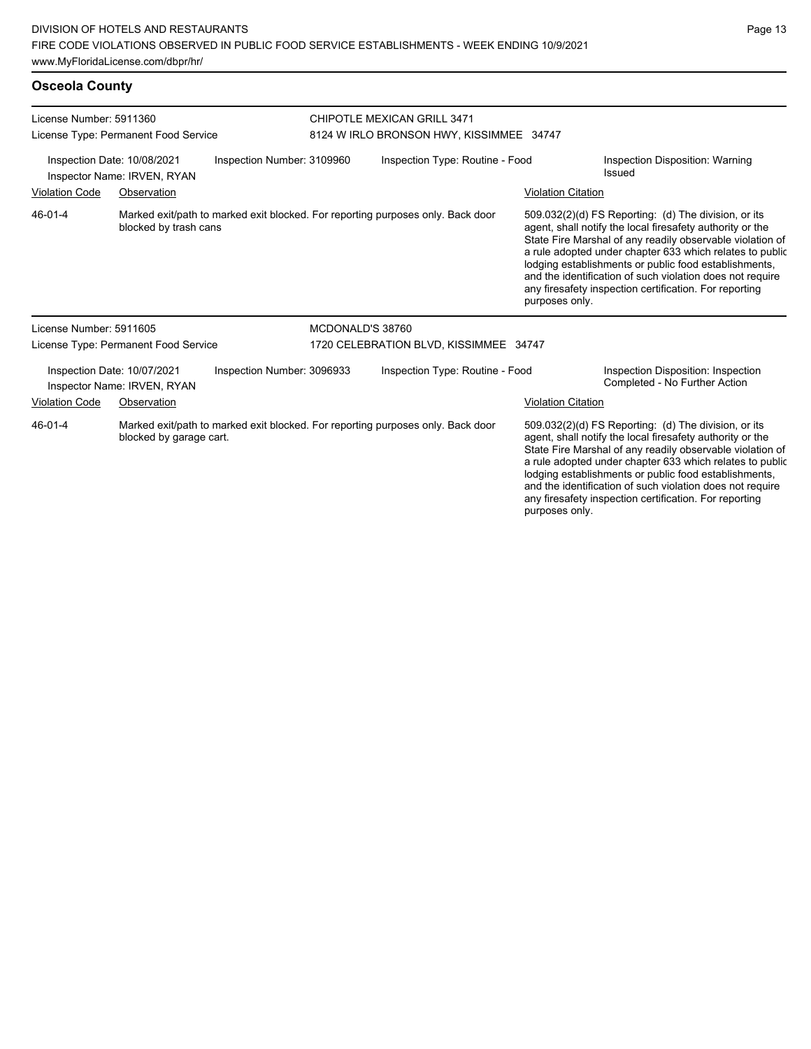## Osceola County

License Number: 5911360
License Type: Permanent Food Service

CHIPOTLE MEXICAN GRILL 3471
8124 W IRLO BRONSON HWY, KISSIMMEE 34747

Inspection Date: 10/08/2021
Inspector Name: IRVEN, RYAN
Inspection Number: 3109960
Inspection Type: Routine - Food
Inspection Disposition: Warning Issued

| Violation Code | Observation | Violation Citation |
| --- | --- | --- |
| 46-01-4 | Marked exit/path to marked exit blocked. For reporting purposes only. Back door blocked by trash cans | 509.032(2)(d) FS Reporting: (d) The division, or its agent, shall notify the local firesafety authority or the State Fire Marshal of any readily observable violation of a rule adopted under chapter 633 which relates to public lodging establishments or public food establishments, and the identification of such violation does not require any firesafety inspection certification. For reporting purposes only. |

License Number: 5911605
License Type: Permanent Food Service

MCDONALD'S 38760
1720 CELEBRATION BLVD, KISSIMMEE 34747

Inspection Date: 10/07/2021
Inspector Name: IRVEN, RYAN
Inspection Number: 3096933
Inspection Type: Routine - Food
Inspection Disposition: Inspection Completed - No Further Action

| Violation Code | Observation | Violation Citation |
| --- | --- | --- |
| 46-01-4 | Marked exit/path to marked exit blocked. For reporting purposes only. Back door blocked by garage cart. | 509.032(2)(d) FS Reporting: (d) The division, or its agent, shall notify the local firesafety authority or the State Fire Marshal of any readily observable violation of a rule adopted under chapter 633 which relates to public lodging establishments or public food establishments, and the identification of such violation does not require any firesafety inspection certification. For reporting purposes only. |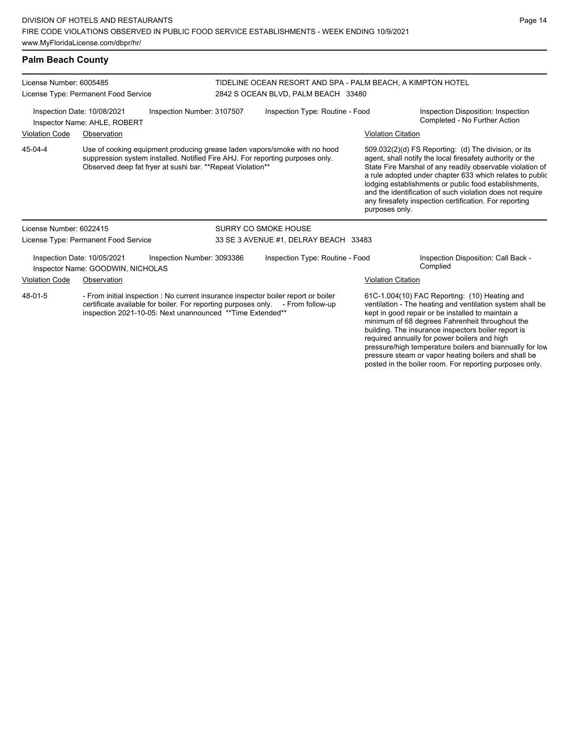## Palm Beach County

**License Number:** 6005485
**License Type:** Permanent Food Service

**TIDELINE OCEAN RESORT AND SPA - PALM BEACH, A KIMPTON HOTEL**
2842 S OCEAN BLVD, PALM BEACH 33480

Inspection Date: 10/08/2021
Inspector Name: AHLE, ROBERT
Inspection Number: 3107507
Inspection Type: Routine - Food
Inspection Disposition: Inspection Completed - No Further Action

| Violation Code | Observation | Violation Citation |
| --- | --- | --- |
| 45-04-4 | Use of cooking equipment producing grease laden vapors/smoke with no hood suppression system installed. Notified Fire AHJ. For reporting purposes only. Observed deep fat fryer at sushi bar. **Repeat Violation** | 509.032(2)(d) FS Reporting: (d) The division, or its agent, shall notify the local firesafety authority or the State Fire Marshal of any readily observable violation of a rule adopted under chapter 633 which relates to public lodging establishments or public food establishments, and the identification of such violation does not require any firesafety inspection certification. For reporting purposes only. |

**License Number:** 6022415
**License Type:** Permanent Food Service

**SURRY CO SMOKE HOUSE**
33 SE 3 AVENUE #1, DELRAY BEACH 33483

Inspection Date: 10/05/2021
Inspector Name: GOODWIN, NICHOLAS
Inspection Number: 3093386
Inspection Type: Routine - Food
Inspection Disposition: Call Back - Complied

| Violation Code | Observation | Violation Citation |
| --- | --- | --- |
| 48-01-5 | - From initial inspection : No current insurance inspector boiler report or boiler certificate available for boiler. For reporting purposes only. - From follow-up inspection 2021-10-05: Next unannounced **Time Extended** | 61C-1.004(10) FAC Reporting: (10) Heating and ventilation - The heating and ventilation system shall be kept in good repair or be installed to maintain a minimum of 68 degrees Fahrenheit throughout the building. The insurance inspectors boiler report is required annually for power boilers and high pressure/high temperature boilers and biannually for low pressure steam or vapor heating boilers and shall be posted in the boiler room. For reporting purposes only. |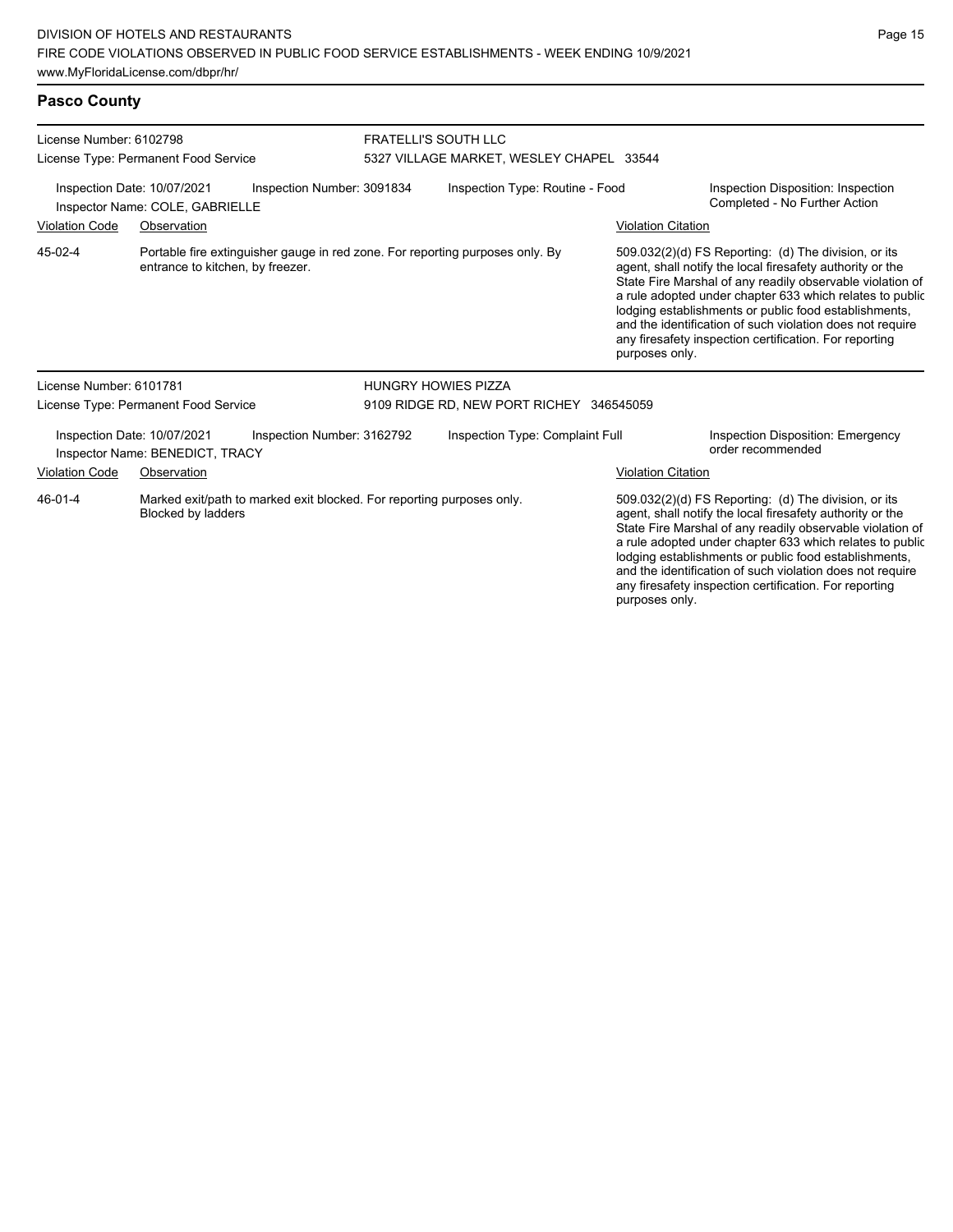## Pasco County

**License Number:** 6102798
**License Type:** Permanent Food Service

**FRATELLI'S SOUTH LLC**
5327 VILLAGE MARKET, WESLEY CHAPEL 33544

Inspection Date: 10/07/2021
Inspector Name: COLE, GABRIELLE
Inspection Number: 3091834
Inspection Type: Routine - Food
Inspection Disposition: Inspection Completed - No Further Action

| Violation Code | Observation | Violation Citation |
| --- | --- | --- |
| 45-02-4 | Portable fire extinguisher gauge in red zone. For reporting purposes only. By entrance to kitchen, by freezer. | 509.032(2)(d) FS Reporting: (d) The division, or its agent, shall notify the local firesafety authority or the State Fire Marshal of any readily observable violation of a rule adopted under chapter 633 which relates to public lodging establishments or public food establishments, and the identification of such violation does not require any firesafety inspection certification. For reporting purposes only. |

**License Number:** 6101781
**License Type:** Permanent Food Service

**HUNGRY HOWIES PIZZA**
9109 RIDGE RD, NEW PORT RICHEY 346545059

Inspection Date: 10/07/2021
Inspector Name: BENEDICT, TRACY
Inspection Number: 3162792
Inspection Type: Complaint Full
Inspection Disposition: Emergency order recommended

| Violation Code | Observation | Violation Citation |
| --- | --- | --- |
| 46-01-4 | Marked exit/path to marked exit blocked. For reporting purposes only. Blocked by ladders | 509.032(2)(d) FS Reporting: (d) The division, or its agent, shall notify the local firesafety authority or the State Fire Marshal of any readily observable violation of a rule adopted under chapter 633 which relates to public lodging establishments or public food establishments, and the identification of such violation does not require any firesafety inspection certification. For reporting purposes only. |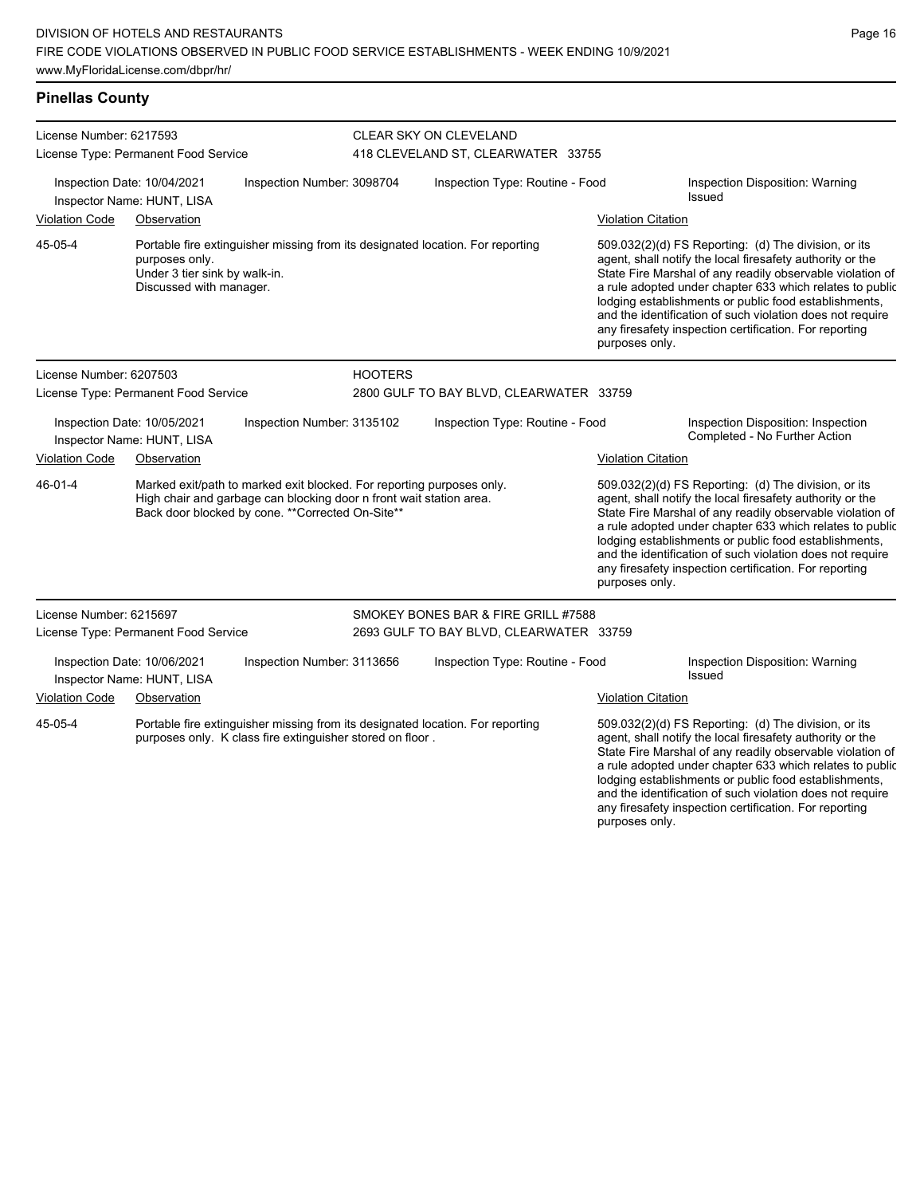## Pinellas County

License Number: 6217593
License Type: Permanent Food Service

CLEAR SKY ON CLEVELAND
418 CLEVELAND ST, CLEARWATER 33755

Inspection Date: 10/04/2021
Inspector Name: HUNT, LISA
Inspection Number: 3098704
Inspection Type: Routine - Food
Inspection Disposition: Warning Issued

| Violation Code | Observation | Violation Citation |
| --- | --- | --- |
| 45-05-4 | Portable fire extinguisher missing from its designated location. For reporting purposes only. Under 3 tier sink by walk-in. Discussed with manager. | 509.032(2)(d) FS Reporting: (d) The division, or its agent, shall notify the local firesafety authority or the State Fire Marshal of any readily observable violation of a rule adopted under chapter 633 which relates to public lodging establishments or public food establishments, and the identification of such violation does not require any firesafety inspection certification. For reporting purposes only. |

License Number: 6207503
License Type: Permanent Food Service

HOOTERS
2800 GULF TO BAY BLVD, CLEARWATER 33759

Inspection Date: 10/05/2021
Inspector Name: HUNT, LISA
Inspection Number: 3135102
Inspection Type: Routine - Food
Inspection Disposition: Inspection Completed - No Further Action

| Violation Code | Observation | Violation Citation |
| --- | --- | --- |
| 46-01-4 | Marked exit/path to marked exit blocked. For reporting purposes only. High chair and garbage can blocking door n front wait station area. Back door blocked by cone. **Corrected On-Site** | 509.032(2)(d) FS Reporting: (d) The division, or its agent, shall notify the local firesafety authority or the State Fire Marshal of any readily observable violation of a rule adopted under chapter 633 which relates to public lodging establishments or public food establishments, and the identification of such violation does not require any firesafety inspection certification. For reporting purposes only. |

License Number: 6215697
License Type: Permanent Food Service

SMOKEY BONES BAR & FIRE GRILL #7588
2693 GULF TO BAY BLVD, CLEARWATER 33759

Inspection Date: 10/06/2021
Inspector Name: HUNT, LISA
Inspection Number: 3113656
Inspection Type: Routine - Food
Inspection Disposition: Warning Issued

| Violation Code | Observation | Violation Citation |
| --- | --- | --- |
| 45-05-4 | Portable fire extinguisher missing from its designated location. For reporting purposes only. K class fire extinguisher stored on floor . | 509.032(2)(d) FS Reporting: (d) The division, or its agent, shall notify the local firesafety authority or the State Fire Marshal of any readily observable violation of a rule adopted under chapter 633 which relates to public lodging establishments or public food establishments, and the identification of such violation does not require any firesafety inspection certification. For reporting purposes only. |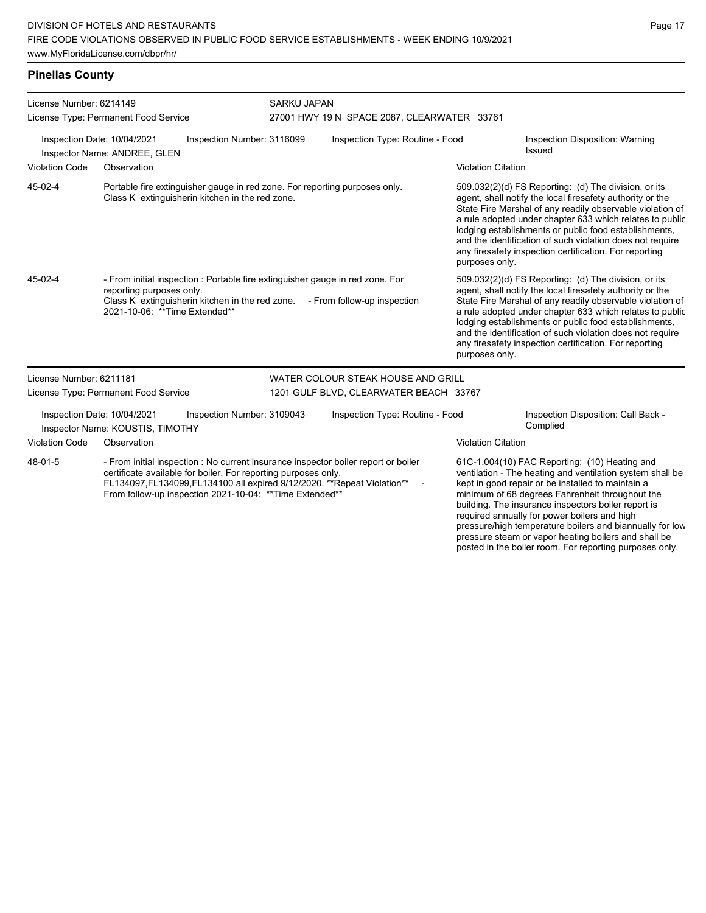## Pinellas County

License Number: 6214149
License Type: Permanent Food Service

SARKU JAPAN
27001 HWY 19 N SPACE 2087, CLEARWATER 33761

Inspection Date: 10/04/2021 | Inspection Number: 3116099 | Inspection Type: Routine - Food | Inspection Disposition: Warning Issued
Inspector Name: ANDREE, GLEN

| Violation Code | Observation | Violation Citation |
|---|---|---|
| 45-02-4 | Portable fire extinguisher gauge in red zone. For reporting purposes only. Class K extinguisherin kitchen in the red zone. | 509.032(2)(d) FS Reporting: (d) The division, or its agent, shall notify the local firesafety authority or the State Fire Marshal of any readily observable violation of a rule adopted under chapter 633 which relates to public lodging establishments or public food establishments, and the identification of such violation does not require any firesafety inspection certification. For reporting purposes only. |
| 45-02-4 | - From initial inspection : Portable fire extinguisher gauge in red zone. For reporting purposes only. Class K extinguisherin kitchen in the red zone. - From follow-up inspection 2021-10-06: **Time Extended** | 509.032(2)(d) FS Reporting: (d) The division, or its agent, shall notify the local firesafety authority or the State Fire Marshal of any readily observable violation of a rule adopted under chapter 633 which relates to public lodging establishments or public food establishments, and the identification of such violation does not require any firesafety inspection certification. For reporting purposes only. |

License Number: 6211181
License Type: Permanent Food Service

WATER COLOUR STEAK HOUSE AND GRILL
1201 GULF BLVD, CLEARWATER BEACH 33767

Inspection Date: 10/04/2021 | Inspection Number: 3109043 | Inspection Type: Routine - Food | Inspection Disposition: Call Back - Complied
Inspector Name: KOUSTIS, TIMOTHY

| Violation Code | Observation | Violation Citation |
|---|---|---|
| 48-01-5 | - From initial inspection : No current insurance inspector boiler report or boiler certificate available for boiler. For reporting purposes only. FL134097,FL134099,FL134100 all expired 9/12/2020. **Repeat Violation** - From follow-up inspection 2021-10-04: **Time Extended** | 61C-1.004(10) FAC Reporting: (10) Heating and ventilation - The heating and ventilation system shall be kept in good repair or be installed to maintain a minimum of 68 degrees Fahrenheit throughout the building. The insurance inspectors boiler report is required annually for power boilers and high pressure/high temperature boilers and biannually for low pressure steam or vapor heating boilers and shall be posted in the boiler room. For reporting purposes only. |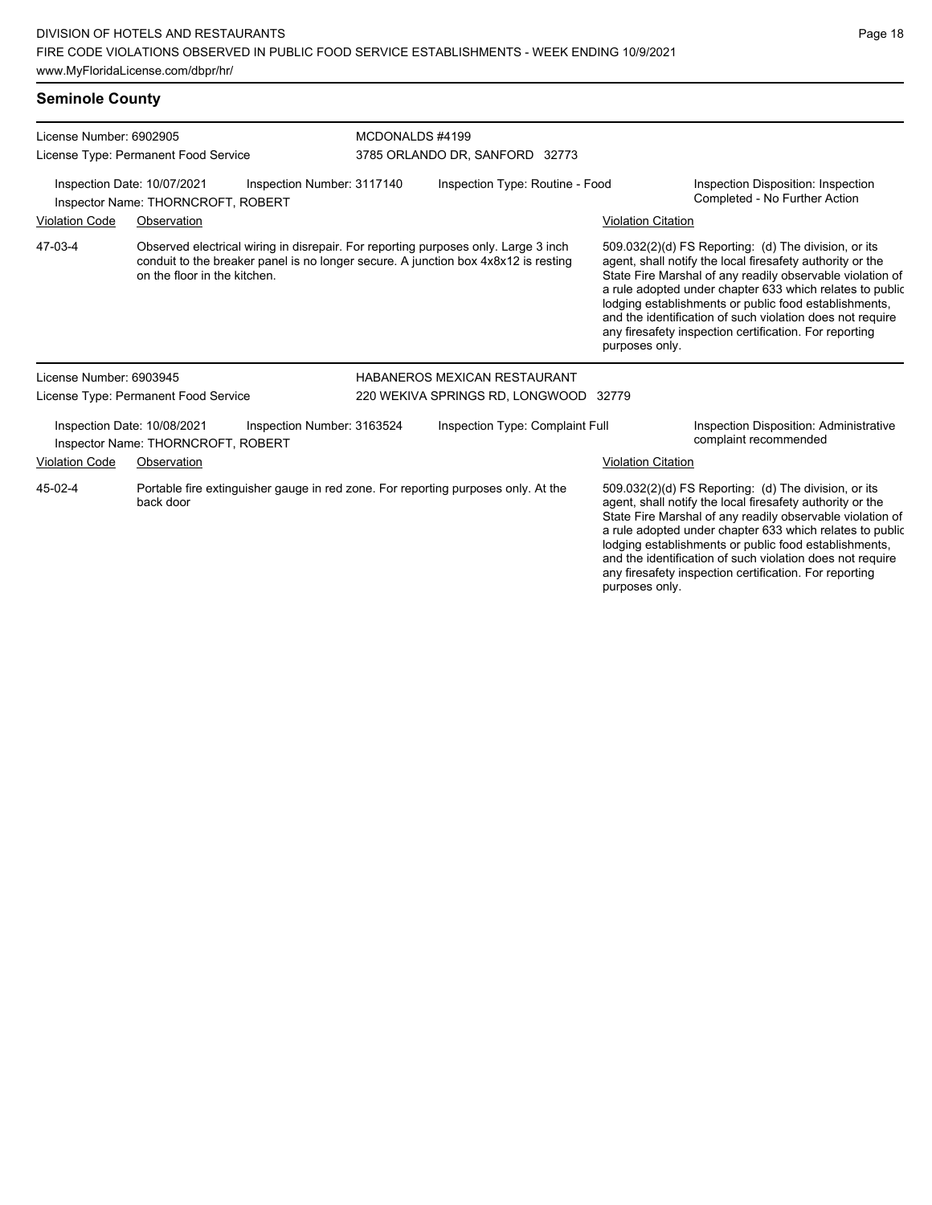## Seminole County

**License Number:** 6902905
**License Type:** Permanent Food Service

**MCDONALDS #4199**
3785 ORLANDO DR, SANFORD 32773

**Inspection Date:** 10/07/2021
**Inspection Number:** 3117140
**Inspection Type:** Routine - Food
**Inspection Disposition:** Inspection Completed - No Further Action
**Inspector Name:** THORNCROFT, ROBERT

| Violation Code | Observation | Violation Citation |
|---|---|---|
| 47-03-4 | Observed electrical wiring in disrepair. For reporting purposes only. Large 3 inch conduit to the breaker panel is no longer secure. A junction box 4x8x12 is resting on the floor in the kitchen. | 509.032(2)(d) FS Reporting: (d) The division, or its agent, shall notify the local firesafety authority or the State Fire Marshal of any readily observable violation of a rule adopted under chapter 633 which relates to public lodging establishments or public food establishments, and the identification of such violation does not require any firesafety inspection certification. For reporting purposes only. |

**License Number:** 6903945
**License Type:** Permanent Food Service

**HABANEROS MEXICAN RESTAURANT**
220 WEKIVA SPRINGS RD, LONGWOOD 32779

**Inspection Date:** 10/08/2021
**Inspection Number:** 3163524
**Inspection Type:** Complaint Full
**Inspection Disposition:** Administrative complaint recommended
**Inspector Name:** THORNCROFT, ROBERT

| Violation Code | Observation | Violation Citation |
|---|---|---|
| 45-02-4 | Portable fire extinguisher gauge in red zone. For reporting purposes only. At the back door | 509.032(2)(d) FS Reporting: (d) The division, or its agent, shall notify the local firesafety authority or the State Fire Marshal of any readily observable violation of a rule adopted under chapter 633 which relates to public lodging establishments or public food establishments, and the identification of such violation does not require any firesafety inspection certification. For reporting purposes only. |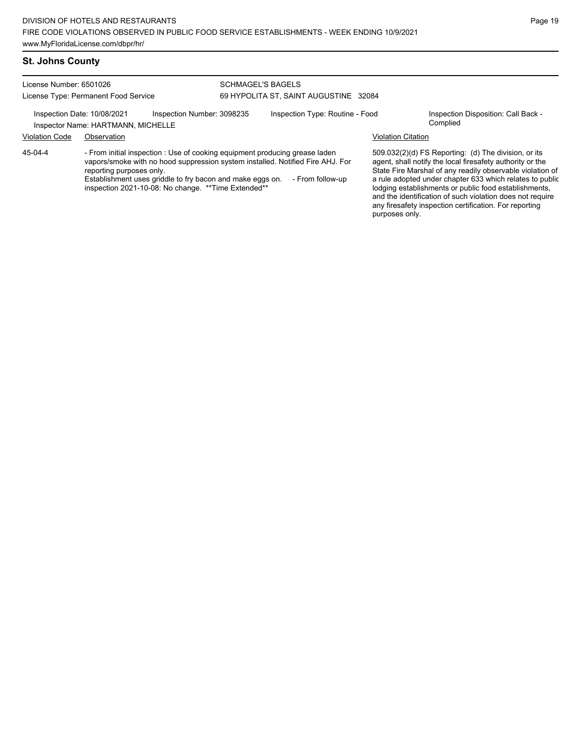## St. Johns County

License Number: 6501026
License Type: Permanent Food Service

SCHMAGEL'S BAGELS
69 HYPOLITA ST, SAINT AUGUSTINE 32084

Inspection Date: 10/08/2021
Inspection Number: 3098235
Inspection Type: Routine - Food
Inspection Disposition: Call Back - Complied
Inspector Name: HARTMANN, MICHELLE

| Violation Code | Observation | Violation Citation |
|---|---|---|
| 45-04-4 | - From initial inspection : Use of cooking equipment producing grease laden vapors/smoke with no hood suppression system installed. Notified Fire AHJ. For reporting purposes only. Establishment uses griddle to fry bacon and make eggs on. - From follow-up inspection 2021-10-08: No change. **Time Extended** | 509.032(2)(d) FS Reporting: (d) The division, or its agent, shall notify the local firesafety authority or the State Fire Marshal of any readily observable violation of a rule adopted under chapter 633 which relates to public lodging establishments or public food establishments, and the identification of such violation does not require any firesafety inspection certification. For reporting purposes only. |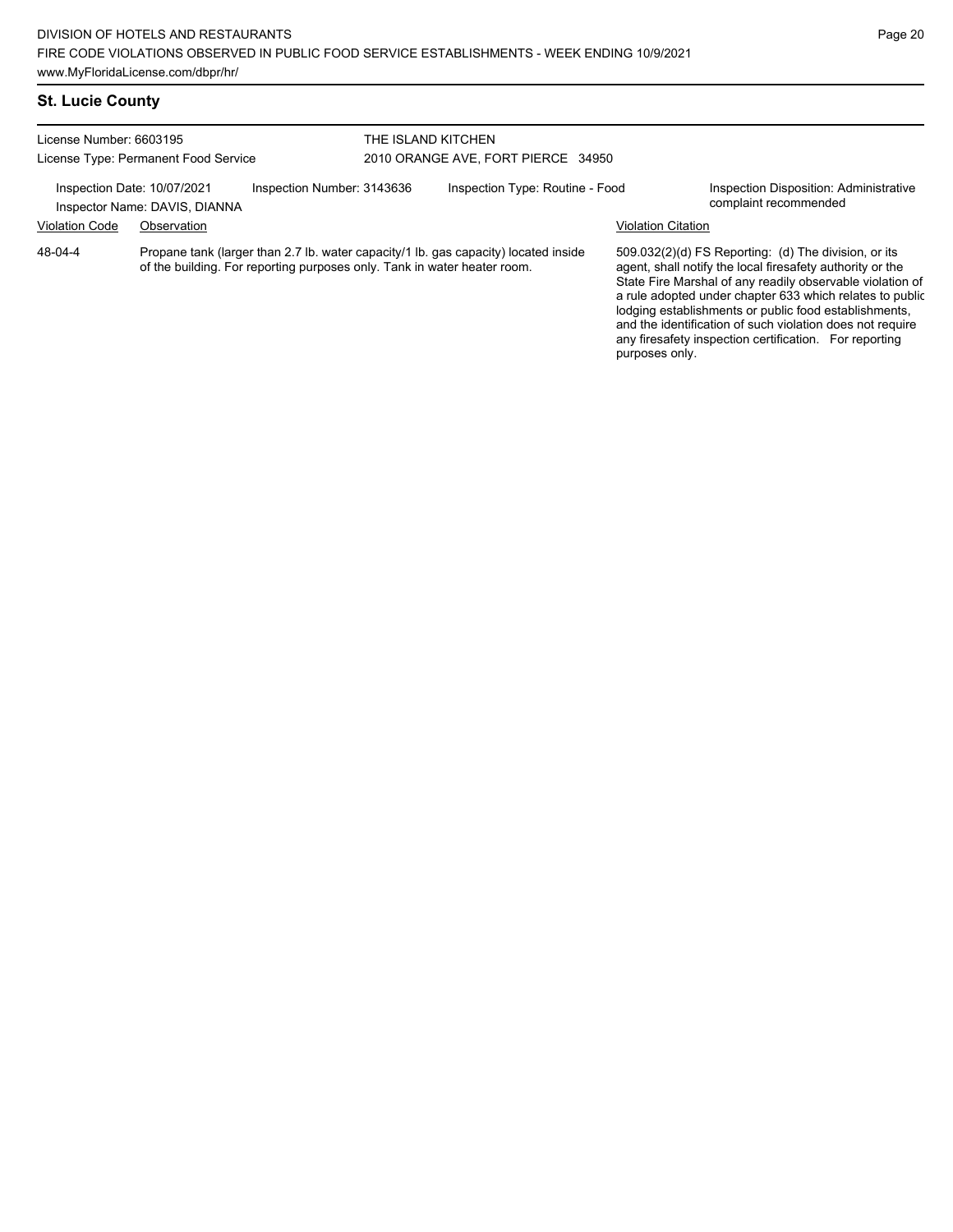## St. Lucie County

License Number: 6603195
License Type: Permanent Food Service

THE ISLAND KITCHEN
2010 ORANGE AVE, FORT PIERCE 34950

Inspection Date: 10/07/2021
Inspector Name: DAVIS, DIANNA
Inspection Number: 3143636
Inspection Type: Routine - Food
Inspection Disposition: Administrative complaint recommended

| Violation Code | Observation | Violation Citation |
|---|---|---|
| 48-04-4 | Propane tank (larger than 2.7 lb. water capacity/1 lb. gas capacity) located inside of the building. For reporting purposes only. Tank in water heater room. | 509.032(2)(d) FS Reporting: (d) The division, or its agent, shall notify the local firesafety authority or the State Fire Marshal of any readily observable violation of a rule adopted under chapter 633 which relates to public lodging establishments or public food establishments, and the identification of such violation does not require any firesafety inspection certification. For reporting purposes only. |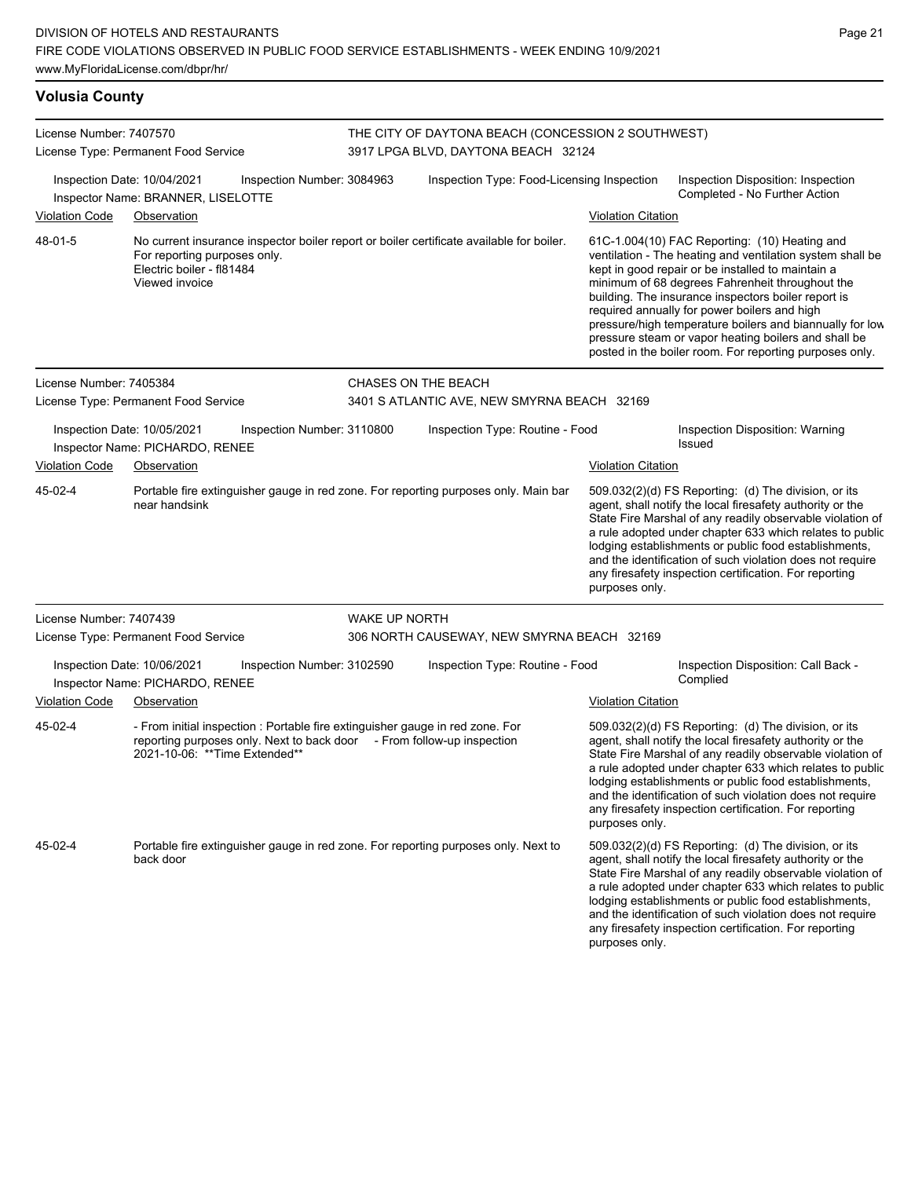## Volusia County

**License Number:** 7407570
**License Type:** Permanent Food Service
**THE CITY OF DAYTONA BEACH (CONCESSION 2 SOUTHWEST)**
3917 LPGA BLVD, DAYTONA BEACH 32124

Inspection Date: 10/04/2021 | Inspection Number: 3084963 | Inspection Type: Food-Licensing Inspection | Inspection Disposition: Inspection Completed - No Further Action
Inspector Name: BRANNER, LISELOTTE

| Violation Code | Observation | Violation Citation |
| --- | --- | --- |
| 48-01-5 | No current insurance inspector boiler report or boiler certificate available for boiler. For reporting purposes only. Electric boiler - fl81484 Viewed invoice | 61C-1.004(10) FAC Reporting: (10) Heating and ventilation - The heating and ventilation system shall be kept in good repair or be installed to maintain a minimum of 68 degrees Fahrenheit throughout the building. The insurance inspectors boiler report is required annually for power boilers and high pressure/high temperature boilers and biannually for low pressure steam or vapor heating boilers and shall be posted in the boiler room. For reporting purposes only. |

**License Number:** 7405384
**License Type:** Permanent Food Service
**CHASES ON THE BEACH**
3401 S ATLANTIC AVE, NEW SMYRNA BEACH 32169

Inspection Date: 10/05/2021 | Inspection Number: 3110800 | Inspection Type: Routine - Food | Inspection Disposition: Warning Issued
Inspector Name: PICHARDO, RENEE

| Violation Code | Observation | Violation Citation |
| --- | --- | --- |
| 45-02-4 | Portable fire extinguisher gauge in red zone. For reporting purposes only. Main bar near handsink | 509.032(2)(d) FS Reporting: (d) The division, or its agent, shall notify the local firesafety authority or the State Fire Marshal of any readily observable violation of a rule adopted under chapter 633 which relates to public lodging establishments or public food establishments, and the identification of such violation does not require any firesafety inspection certification. For reporting purposes only. |

**License Number:** 7407439
**License Type:** Permanent Food Service
**WAKE UP NORTH**
306 NORTH CAUSEWAY, NEW SMYRNA BEACH 32169

Inspection Date: 10/06/2021 | Inspection Number: 3102590 | Inspection Type: Routine - Food | Inspection Disposition: Call Back - Complied
Inspector Name: PICHARDO, RENEE

| Violation Code | Observation | Violation Citation |
| --- | --- | --- |
| 45-02-4 | - From initial inspection : Portable fire extinguisher gauge in red zone. For reporting purposes only. Next to back door - From follow-up inspection 2021-10-06: **Time Extended** | 509.032(2)(d) FS Reporting: (d) The division, or its agent, shall notify the local firesafety authority or the State Fire Marshal of any readily observable violation of a rule adopted under chapter 633 which relates to public lodging establishments or public food establishments, and the identification of such violation does not require any firesafety inspection certification. For reporting purposes only. |
| 45-02-4 | Portable fire extinguisher gauge in red zone. For reporting purposes only. Next to back door | 509.032(2)(d) FS Reporting: (d) The division, or its agent, shall notify the local firesafety authority or the State Fire Marshal of any readily observable violation of a rule adopted under chapter 633 which relates to public lodging establishments or public food establishments, and the identification of such violation does not require any firesafety inspection certification. For reporting purposes only. |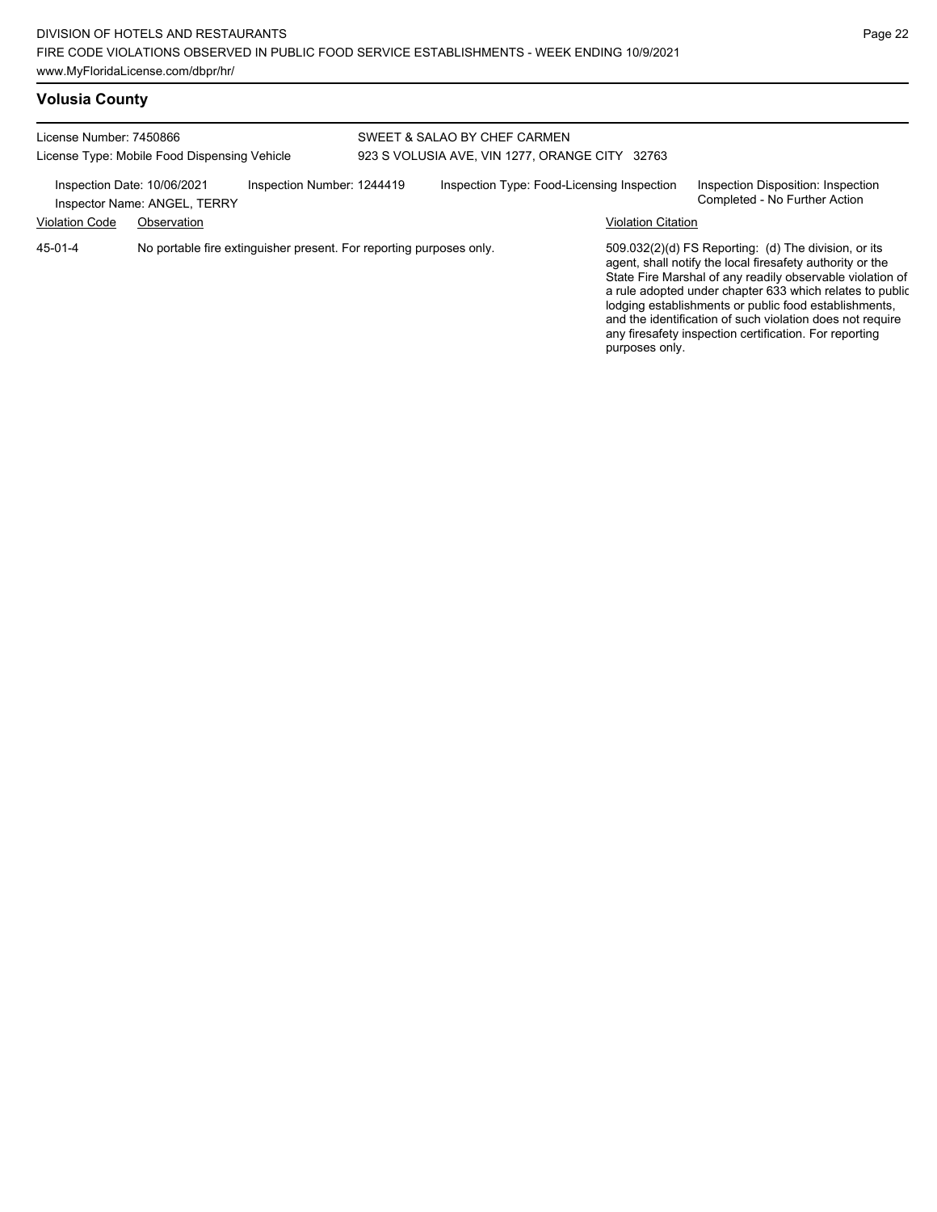## Volusia County

License Number: 7450866
License Type: Mobile Food Dispensing Vehicle

SWEET & SALAO BY CHEF CARMEN
923 S VOLUSIA AVE, VIN 1277, ORANGE CITY 32763

Inspection Date: 10/06/2021
Inspector Name: ANGEL, TERRY
Inspection Number: 1244419
Inspection Type: Food-Licensing Inspection
Inspection Disposition: Inspection Completed - No Further Action

| Violation Code | Observation | Violation Citation |
| --- | --- | --- |
| 45-01-4 | No portable fire extinguisher present. For reporting purposes only. | 509.032(2)(d) FS Reporting: (d) The division, or its agent, shall notify the local firesafety authority or the State Fire Marshal of any readily observable violation of a rule adopted under chapter 633 which relates to public lodging establishments or public food establishments, and the identification of such violation does not require any firesafety inspection certification. For reporting purposes only. |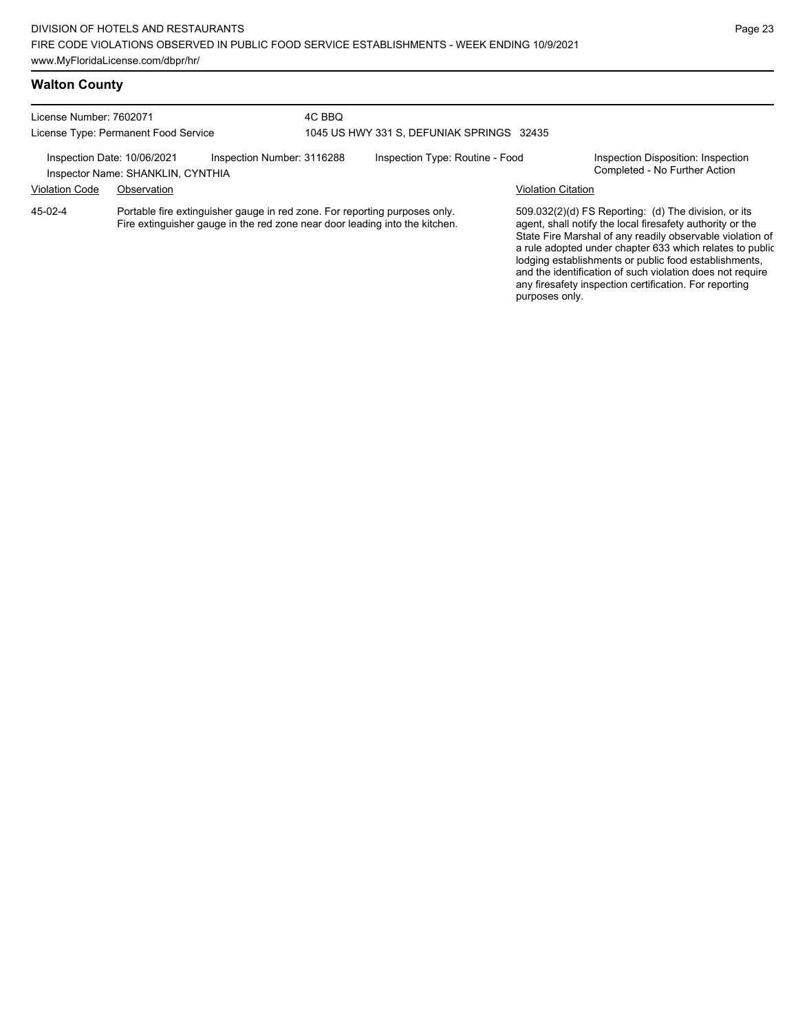## Walton County

License Number: 7602071
License Type: Permanent Food Service

4C BBQ
1045 US HWY 331 S, DEFUNIAK SPRINGS 32435

Inspection Date: 10/06/2021
Inspector Name: SHANKLIN, CYNTHIA
Inspection Number: 3116288
Inspection Type: Routine - Food
Inspection Disposition: Inspection Completed - No Further Action

| Violation Code | Observation | Violation Citation |
|---|---|---|
| 45-02-4 | Portable fire extinguisher gauge in red zone. For reporting purposes only. Fire extinguisher gauge in the red zone near door leading into the kitchen. | 509.032(2)(d) FS Reporting: (d) The division, or its agent, shall notify the local firesafety authority or the State Fire Marshal of any readily observable violation of a rule adopted under chapter 633 which relates to public lodging establishments or public food establishments, and the identification of such violation does not require any firesafety inspection certification. For reporting purposes only. |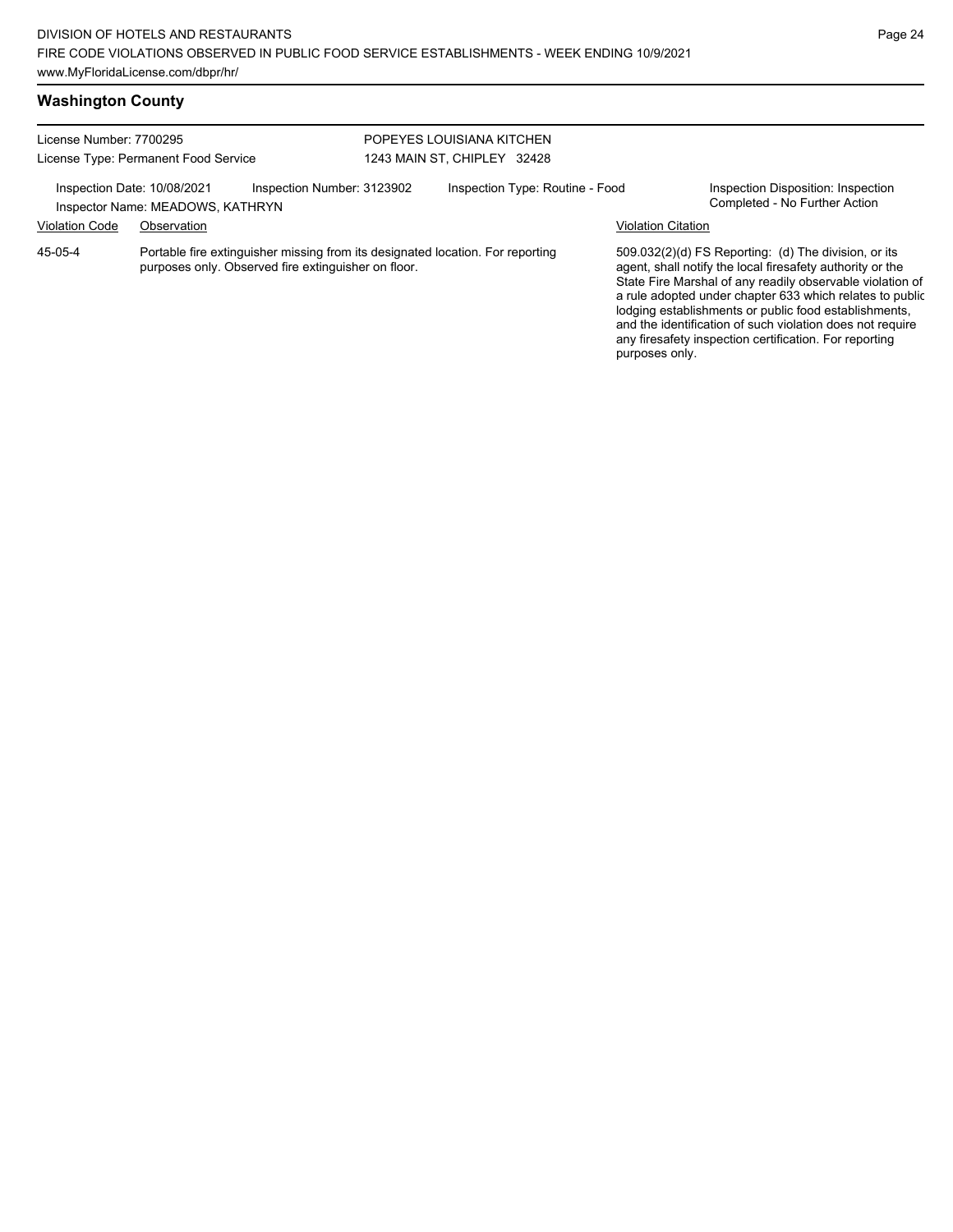## Washington County

License Number: 7700295
License Type: Permanent Food Service

POPEYES LOUISIANA KITCHEN
1243 MAIN ST, CHIPLEY 32428

Inspection Date: 10/08/2021
Inspector Name: MEADOWS, KATHRYN
Inspection Number: 3123902
Inspection Type: Routine - Food
Inspection Disposition: Inspection Completed - No Further Action

| Violation Code | Observation | Violation Citation |
| --- | --- | --- |
| 45-05-4 | Portable fire extinguisher missing from its designated location. For reporting purposes only. Observed fire extinguisher on floor. | 509.032(2)(d) FS Reporting: (d) The division, or its agent, shall notify the local firesafety authority or the State Fire Marshal of any readily observable violation of a rule adopted under chapter 633 which relates to public lodging establishments or public food establishments, and the identification of such violation does not require any firesafety inspection certification. For reporting purposes only. |